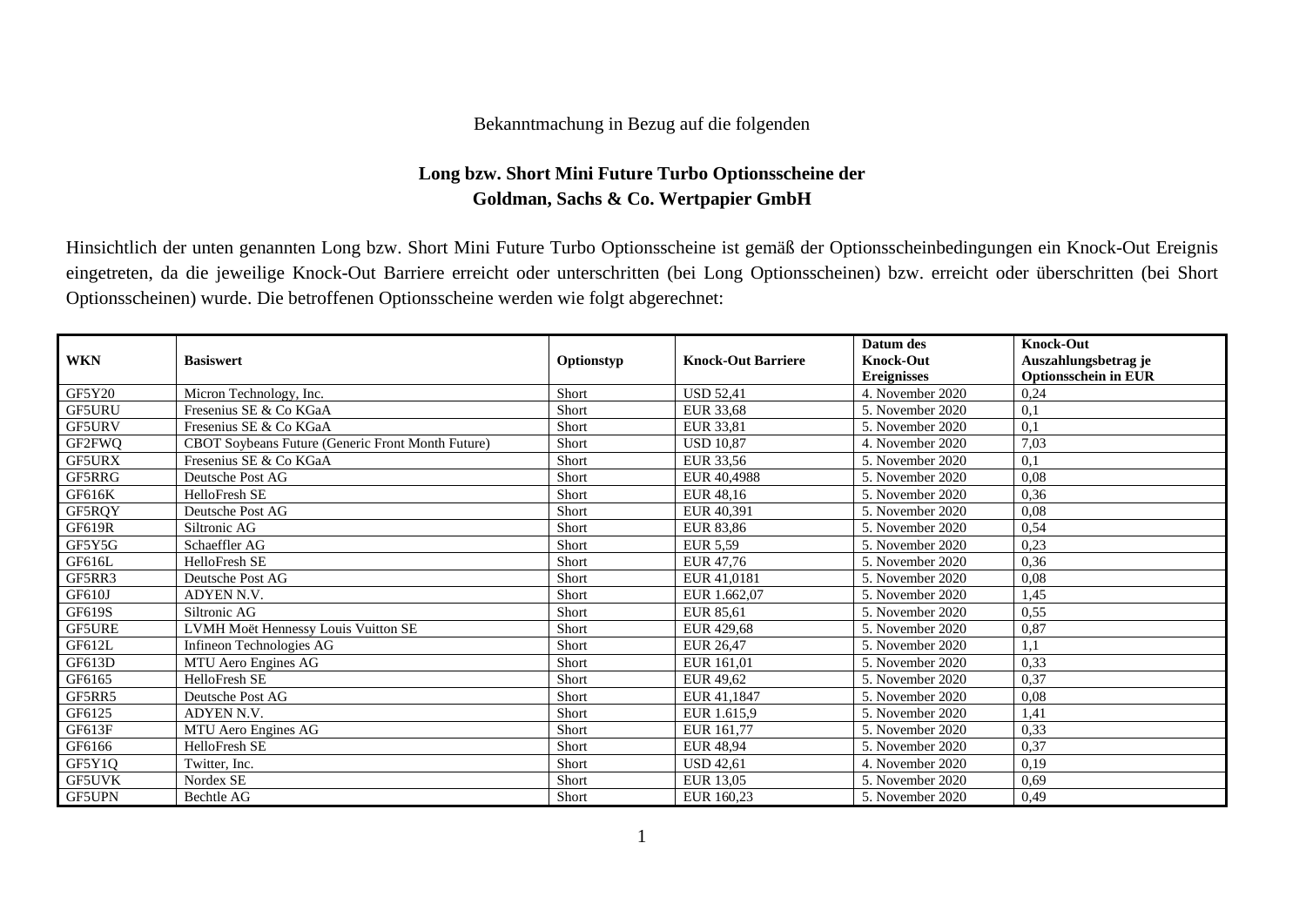Bekanntmachung in Bezug auf die folgenden

**Long bzw. Short Mini Future Turbo Optionsscheine der Goldman, Sachs & Co. Wertpapier GmbH**

Hinsichtlich der unten genannten Long bzw. Short Mini Future Turbo Optionsscheine ist gemäß der Optionsscheinbedingungen ein Knock-Out Ereignis eingetreten, da die jeweilige Knock-Out Barriere erreicht oder unterschritten (bei Long Optionsscheinen) bzw. erreicht oder überschritten (bei Short Optionsscheinen) wurde. Die betroffenen Optionsscheine werden wie folgt abgerechnet:

| WKN | Basiswert | Optionstyp | Knock-Out Barriere | Datum des Knock-Out Ereignisses | Knock-Out Auszahlungsbetrag je Optionsschein in EUR |
|---|---|---|---|---|---|
| GF5Y20 | Micron Technology, Inc. | Short | USD 52,41 | 4. November 2020 | 0,24 |
| GF5URU | Fresenius SE & Co KGaA | Short | EUR 33,68 | 5. November 2020 | 0,1 |
| GF5URV | Fresenius SE & Co KGaA | Short | EUR 33,81 | 5. November 2020 | 0,1 |
| GF2FWQ | CBOT Soybeans Future (Generic Front Month Future) | Short | USD 10,87 | 4. November 2020 | 7,03 |
| GF5URX | Fresenius SE & Co KGaA | Short | EUR 33,56 | 5. November 2020 | 0,1 |
| GF5RRG | Deutsche Post AG | Short | EUR 40,4988 | 5. November 2020 | 0,08 |
| GF616K | HelloFresh SE | Short | EUR 48,16 | 5. November 2020 | 0,36 |
| GF5RQY | Deutsche Post AG | Short | EUR 40,391 | 5. November 2020 | 0,08 |
| GF619R | Siltronic AG | Short | EUR 83,86 | 5. November 2020 | 0,54 |
| GF5Y5G | Schaeffler AG | Short | EUR 5,59 | 5. November 2020 | 0,23 |
| GF616L | HelloFresh SE | Short | EUR 47,76 | 5. November 2020 | 0,36 |
| GF5RR3 | Deutsche Post AG | Short | EUR 41,0181 | 5. November 2020 | 0,08 |
| GF610J | ADYEN N.V. | Short | EUR 1.662,07 | 5. November 2020 | 1,45 |
| GF619S | Siltronic AG | Short | EUR 85,61 | 5. November 2020 | 0,55 |
| GF5URE | LVMH Moët Hennessy Louis Vuitton SE | Short | EUR 429,68 | 5. November 2020 | 0,87 |
| GF612L | Infineon Technologies AG | Short | EUR 26,47 | 5. November 2020 | 1,1 |
| GF613D | MTU Aero Engines AG | Short | EUR 161,01 | 5. November 2020 | 0,33 |
| GF6165 | HelloFresh SE | Short | EUR 49,62 | 5. November 2020 | 0,37 |
| GF5RR5 | Deutsche Post AG | Short | EUR 41,1847 | 5. November 2020 | 0,08 |
| GF6125 | ADYEN N.V. | Short | EUR 1.615,9 | 5. November 2020 | 1,41 |
| GF613F | MTU Aero Engines AG | Short | EUR 161,77 | 5. November 2020 | 0,33 |
| GF6166 | HelloFresh SE | Short | EUR 48,94 | 5. November 2020 | 0,37 |
| GF5Y1Q | Twitter, Inc. | Short | USD 42,61 | 4. November 2020 | 0,19 |
| GF5UVK | Nordex SE | Short | EUR 13,05 | 5. November 2020 | 0,69 |
| GF5UPN | Bechtle AG | Short | EUR 160,23 | 5. November 2020 | 0,49 |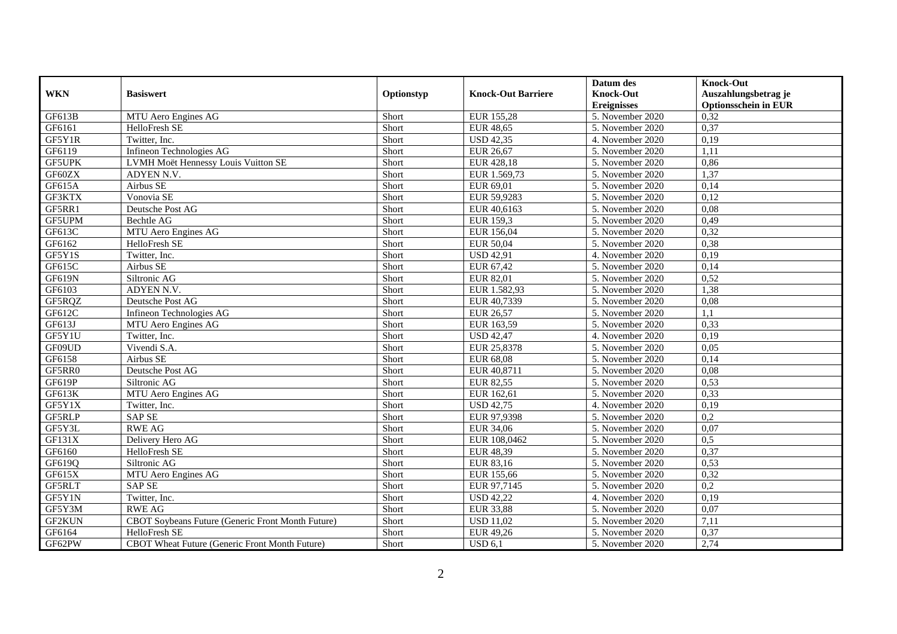| WKN | Basiswert | Optionstyp | Knock-Out Barriere | Datum des Knock-Out Ereignisses | Knock-Out Auszahlungsbetrag je Optionsschein in EUR |
|---|---|---|---|---|---|
| GF613B | MTU Aero Engines AG | Short | EUR 155,28 | 5. November 2020 | 0,32 |
| GF6161 | HelloFresh SE | Short | EUR 48,65 | 5. November 2020 | 0,37 |
| GF5Y1R | Twitter, Inc. | Short | USD 42,35 | 4. November 2020 | 0,19 |
| GF6119 | Infineon Technologies AG | Short | EUR 26,67 | 5. November 2020 | 1,11 |
| GF5UPK | LVMH Moët Hennessy Louis Vuitton SE | Short | EUR 428,18 | 5. November 2020 | 0,86 |
| GF60ZX | ADYEN N.V. | Short | EUR 1.569,73 | 5. November 2020 | 1,37 |
| GF615A | Airbus SE | Short | EUR 69,01 | 5. November 2020 | 0,14 |
| GF3KTX | Vonovia SE | Short | EUR 59,9283 | 5. November 2020 | 0,12 |
| GF5RR1 | Deutsche Post AG | Short | EUR 40,6163 | 5. November 2020 | 0,08 |
| GF5UPM | Bechtle AG | Short | EUR 159,3 | 5. November 2020 | 0,49 |
| GF613C | MTU Aero Engines AG | Short | EUR 156,04 | 5. November 2020 | 0,32 |
| GF6162 | HelloFresh SE | Short | EUR 50,04 | 5. November 2020 | 0,38 |
| GF5Y1S | Twitter, Inc. | Short | USD 42,91 | 4. November 2020 | 0,19 |
| GF615C | Airbus SE | Short | EUR 67,42 | 5. November 2020 | 0,14 |
| GF619N | Siltronic AG | Short | EUR 82,01 | 5. November 2020 | 0,52 |
| GF6103 | ADYEN N.V. | Short | EUR 1.582,93 | 5. November 2020 | 1,38 |
| GF5RQZ | Deutsche Post AG | Short | EUR 40,7339 | 5. November 2020 | 0,08 |
| GF612C | Infineon Technologies AG | Short | EUR 26,57 | 5. November 2020 | 1,1 |
| GF613J | MTU Aero Engines AG | Short | EUR 163,59 | 5. November 2020 | 0,33 |
| GF5Y1U | Twitter, Inc. | Short | USD 42,47 | 4. November 2020 | 0,19 |
| GF09UD | Vivendi S.A. | Short | EUR 25,8378 | 5. November 2020 | 0,05 |
| GF6158 | Airbus SE | Short | EUR 68,08 | 5. November 2020 | 0,14 |
| GF5RR0 | Deutsche Post AG | Short | EUR 40,8711 | 5. November 2020 | 0,08 |
| GF619P | Siltronic AG | Short | EUR 82,55 | 5. November 2020 | 0,53 |
| GF613K | MTU Aero Engines AG | Short | EUR 162,61 | 5. November 2020 | 0,33 |
| GF5Y1X | Twitter, Inc. | Short | USD 42,75 | 4. November 2020 | 0,19 |
| GF5RLP | SAP SE | Short | EUR 97,9398 | 5. November 2020 | 0,2 |
| GF5Y3L | RWE AG | Short | EUR 34,06 | 5. November 2020 | 0,07 |
| GF131X | Delivery Hero AG | Short | EUR 108,0462 | 5. November 2020 | 0,5 |
| GF6160 | HelloFresh SE | Short | EUR 48,39 | 5. November 2020 | 0,37 |
| GF619Q | Siltronic AG | Short | EUR 83,16 | 5. November 2020 | 0,53 |
| GF615X | MTU Aero Engines AG | Short | EUR 155,66 | 5. November 2020 | 0,32 |
| GF5RLT | SAP SE | Short | EUR 97,7145 | 5. November 2020 | 0,2 |
| GF5Y1N | Twitter, Inc. | Short | USD 42,22 | 4. November 2020 | 0,19 |
| GF5Y3M | RWE AG | Short | EUR 33,88 | 5. November 2020 | 0,07 |
| GF2KUN | CBOT Soybeans Future (Generic Front Month Future) | Short | USD 11,02 | 5. November 2020 | 7,11 |
| GF6164 | HelloFresh SE | Short | EUR 49,26 | 5. November 2020 | 0,37 |
| GF62PW | CBOT Wheat Future (Generic Front Month Future) | Short | USD 6,1 | 5. November 2020 | 2,74 |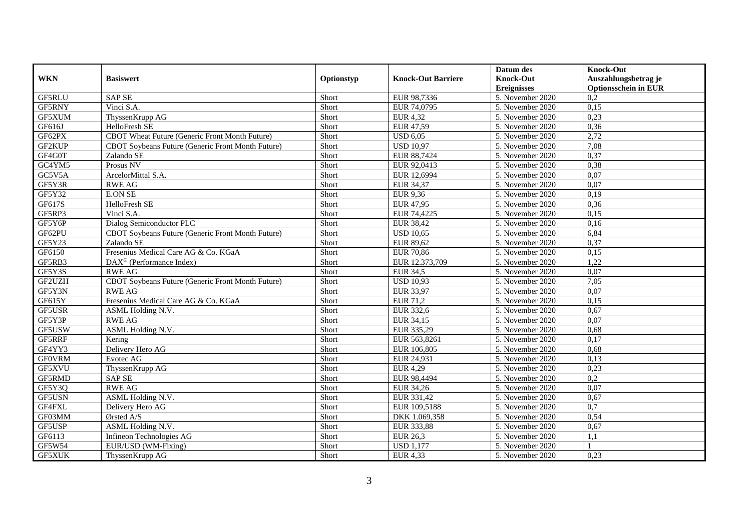| WKN | Basiswert | Optionstyp | Knock-Out Barriere | Datum des Knock-Out Ereignisses | Knock-Out Auszahlungsbetrag je Optionsschein in EUR |
|---|---|---|---|---|---|
| GF5RLU | SAP SE | Short | EUR 98,7336 | 5. November 2020 | 0,2 |
| GF5RNY | Vinci S.A. | Short | EUR 74,0795 | 5. November 2020 | 0,15 |
| GF5XUM | ThyssenKrupp AG | Short | EUR 4,32 | 5. November 2020 | 0,23 |
| GF616J | HelloFresh SE | Short | EUR 47,59 | 5. November 2020 | 0,36 |
| GF62PX | CBOT Wheat Future (Generic Front Month Future) | Short | USD 6,05 | 5. November 2020 | 2,72 |
| GF2KUP | CBOT Soybeans Future (Generic Front Month Future) | Short | USD 10,97 | 5. November 2020 | 7,08 |
| GF4G0T | Zalando SE | Short | EUR 88,7424 | 5. November 2020 | 0,37 |
| GC4YM5 | Prosus NV | Short | EUR 92,0413 | 5. November 2020 | 0,38 |
| GC5V5A | ArcelorMittal S.A. | Short | EUR 12,6994 | 5. November 2020 | 0,07 |
| GF5Y3R | RWE AG | Short | EUR 34,37 | 5. November 2020 | 0,07 |
| GF5Y32 | E.ON SE | Short | EUR 9,36 | 5. November 2020 | 0,19 |
| GF617S | HelloFresh SE | Short | EUR 47,95 | 5. November 2020 | 0,36 |
| GF5RP3 | Vinci S.A. | Short | EUR 74,4225 | 5. November 2020 | 0,15 |
| GF5Y6P | Dialog Semiconductor PLC | Short | EUR 38,42 | 5. November 2020 | 0,16 |
| GF62PU | CBOT Soybeans Future (Generic Front Month Future) | Short | USD 10,65 | 5. November 2020 | 6,84 |
| GF5Y23 | Zalando SE | Short | EUR 89,62 | 5. November 2020 | 0,37 |
| GF6150 | Fresenius Medical Care AG & Co. KGaA | Short | EUR 70,86 | 5. November 2020 | 0,15 |
| GF5RB3 | DAX® (Performance Index) | Short | EUR 12.373,709 | 5. November 2020 | 1,22 |
| GF5Y3S | RWE AG | Short | EUR 34,5 | 5. November 2020 | 0,07 |
| GF2UZH | CBOT Soybeans Future (Generic Front Month Future) | Short | USD 10,93 | 5. November 2020 | 7,05 |
| GF5Y3N | RWE AG | Short | EUR 33,97 | 5. November 2020 | 0,07 |
| GF615Y | Fresenius Medical Care AG & Co. KGaA | Short | EUR 71,2 | 5. November 2020 | 0,15 |
| GF5USR | ASML Holding N.V. | Short | EUR 332,6 | 5. November 2020 | 0,67 |
| GF5Y3P | RWE AG | Short | EUR 34,15 | 5. November 2020 | 0,07 |
| GF5USW | ASML Holding N.V. | Short | EUR 335,29 | 5. November 2020 | 0,68 |
| GF5RRF | Kering | Short | EUR 563,8261 | 5. November 2020 | 0,17 |
| GF4YY3 | Delivery Hero AG | Short | EUR 106,805 | 5. November 2020 | 0,68 |
| GF0VRM | Evotec AG | Short | EUR 24,931 | 5. November 2020 | 0,13 |
| GF5XVU | ThyssenKrupp AG | Short | EUR 4,29 | 5. November 2020 | 0,23 |
| GF5RMD | SAP SE | Short | EUR 98,4494 | 5. November 2020 | 0,2 |
| GF5Y3Q | RWE AG | Short | EUR 34,26 | 5. November 2020 | 0,07 |
| GF5USN | ASML Holding N.V. | Short | EUR 331,42 | 5. November 2020 | 0,67 |
| GF4FXL | Delivery Hero AG | Short | EUR 109,5188 | 5. November 2020 | 0,7 |
| GF03MM | Ørsted A/S | Short | DKK 1.069,358 | 5. November 2020 | 0,54 |
| GF5USP | ASML Holding N.V. | Short | EUR 333,88 | 5. November 2020 | 0,67 |
| GF6113 | Infineon Technologies AG | Short | EUR 26,3 | 5. November 2020 | 1,1 |
| GF5W54 | EUR/USD (WM-Fixing) | Short | USD 1,177 | 5. November 2020 | 1 |
| GF5XUK | ThyssenKrupp AG | Short | EUR 4,33 | 5. November 2020 | 0,23 |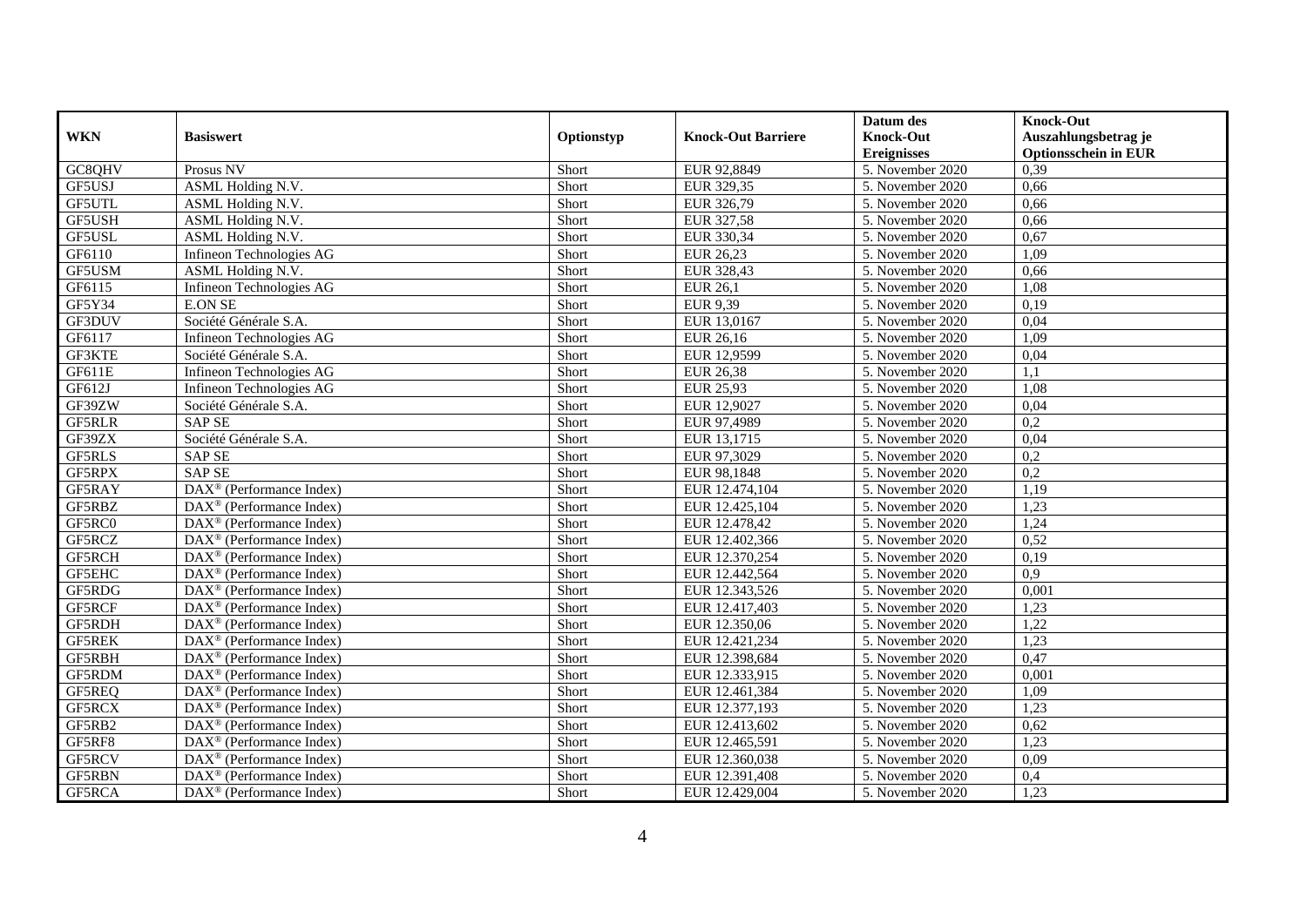| WKN | Basiswert | Optionstyp | Knock-Out Barriere | Datum des Knock-Out Ereignisses | Knock-Out Auszahlungsbetrag je Optionsschein in EUR |
|---|---|---|---|---|---|
| GC8QHV | Prosus NV | Short | EUR 92,8849 | 5. November 2020 | 0,39 |
| GF5USJ | ASML Holding N.V. | Short | EUR 329,35 | 5. November 2020 | 0,66 |
| GF5UTL | ASML Holding N.V. | Short | EUR 326,79 | 5. November 2020 | 0,66 |
| GF5USH | ASML Holding N.V. | Short | EUR 327,58 | 5. November 2020 | 0,66 |
| GF5USL | ASML Holding N.V. | Short | EUR 330,34 | 5. November 2020 | 0,67 |
| GF6110 | Infineon Technologies AG | Short | EUR 26,23 | 5. November 2020 | 1,09 |
| GF5USM | ASML Holding N.V. | Short | EUR 328,43 | 5. November 2020 | 0,66 |
| GF6115 | Infineon Technologies AG | Short | EUR 26,1 | 5. November 2020 | 1,08 |
| GF5Y34 | E.ON SE | Short | EUR 9,39 | 5. November 2020 | 0,19 |
| GF3DUV | Société Générale S.A. | Short | EUR 13,0167 | 5. November 2020 | 0,04 |
| GF6117 | Infineon Technologies AG | Short | EUR 26,16 | 5. November 2020 | 1,09 |
| GF3KTE | Société Générale S.A. | Short | EUR 12,9599 | 5. November 2020 | 0,04 |
| GF611E | Infineon Technologies AG | Short | EUR 26,38 | 5. November 2020 | 1,1 |
| GF612J | Infineon Technologies AG | Short | EUR 25,93 | 5. November 2020 | 1,08 |
| GF39ZW | Société Générale S.A. | Short | EUR 12,9027 | 5. November 2020 | 0,04 |
| GF5RLR | SAP SE | Short | EUR 97,4989 | 5. November 2020 | 0,2 |
| GF39ZX | Société Générale S.A. | Short | EUR 13,1715 | 5. November 2020 | 0,04 |
| GF5RLS | SAP SE | Short | EUR 97,3029 | 5. November 2020 | 0,2 |
| GF5RPX | SAP SE | Short | EUR 98,1848 | 5. November 2020 | 0,2 |
| GF5RAY | DAX® (Performance Index) | Short | EUR 12.474,104 | 5. November 2020 | 1,19 |
| GF5RBZ | DAX® (Performance Index) | Short | EUR 12.425,104 | 5. November 2020 | 1,23 |
| GF5RC0 | DAX® (Performance Index) | Short | EUR 12.478,42 | 5. November 2020 | 1,24 |
| GF5RCZ | DAX® (Performance Index) | Short | EUR 12.402,366 | 5. November 2020 | 0,52 |
| GF5RCH | DAX® (Performance Index) | Short | EUR 12.370,254 | 5. November 2020 | 0,19 |
| GF5EHC | DAX® (Performance Index) | Short | EUR 12.442,564 | 5. November 2020 | 0,9 |
| GF5RDG | DAX® (Performance Index) | Short | EUR 12.343,526 | 5. November 2020 | 0,001 |
| GF5RCF | DAX® (Performance Index) | Short | EUR 12.417,403 | 5. November 2020 | 1,23 |
| GF5RDH | DAX® (Performance Index) | Short | EUR 12.350,06 | 5. November 2020 | 1,22 |
| GF5REK | DAX® (Performance Index) | Short | EUR 12.421,234 | 5. November 2020 | 1,23 |
| GF5RBH | DAX® (Performance Index) | Short | EUR 12.398,684 | 5. November 2020 | 0,47 |
| GF5RDM | DAX® (Performance Index) | Short | EUR 12.333,915 | 5. November 2020 | 0,001 |
| GF5REQ | DAX® (Performance Index) | Short | EUR 12.461,384 | 5. November 2020 | 1,09 |
| GF5RCX | DAX® (Performance Index) | Short | EUR 12.377,193 | 5. November 2020 | 1,23 |
| GF5RB2 | DAX® (Performance Index) | Short | EUR 12.413,602 | 5. November 2020 | 0,62 |
| GF5RF8 | DAX® (Performance Index) | Short | EUR 12.465,591 | 5. November 2020 | 1,23 |
| GF5RCV | DAX® (Performance Index) | Short | EUR 12.360,038 | 5. November 2020 | 0,09 |
| GF5RBN | DAX® (Performance Index) | Short | EUR 12.391,408 | 5. November 2020 | 0,4 |
| GF5RCA | DAX® (Performance Index) | Short | EUR 12.429,004 | 5. November 2020 | 1,23 |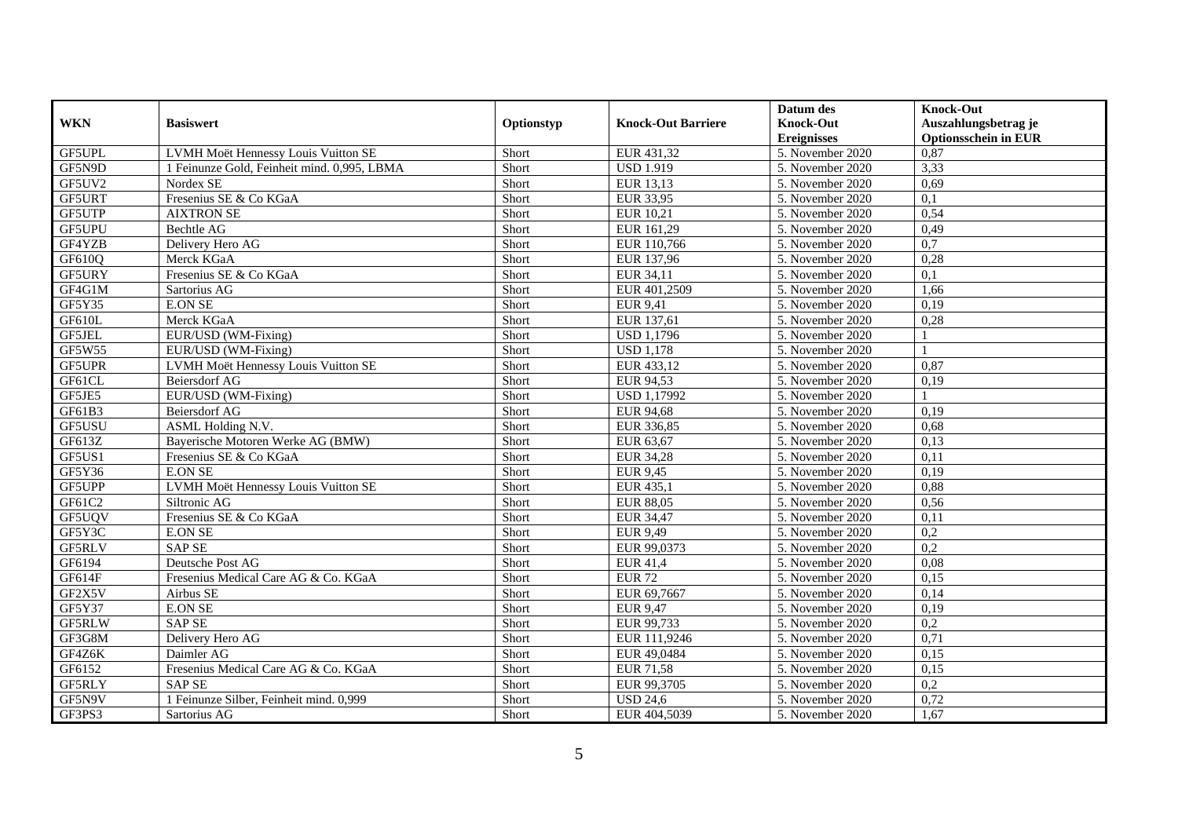| WKN | Basiswert | Optionstyp | Knock-Out Barriere | Datum des Knock-Out Ereignisses | Knock-Out Auszahlungsbetrag je Optionsschein in EUR |
|---|---|---|---|---|---|
| GF5UPL | LVMH Moët Hennessy Louis Vuitton SE | Short | EUR 431,32 | 5. November 2020 | 0,87 |
| GF5N9D | 1 Feinunze Gold, Feinheit mind. 0,995, LBMA | Short | USD 1.919 | 5. November 2020 | 3,33 |
| GF5UV2 | Nordex SE | Short | EUR 13,13 | 5. November 2020 | 0,69 |
| GF5URT | Fresenius SE & Co KGaA | Short | EUR 33,95 | 5. November 2020 | 0,1 |
| GF5UTP | AIXTRON SE | Short | EUR 10,21 | 5. November 2020 | 0,54 |
| GF5UPU | Bechtle AG | Short | EUR 161,29 | 5. November 2020 | 0,49 |
| GF4YZB | Delivery Hero AG | Short | EUR 110,766 | 5. November 2020 | 0,7 |
| GF610Q | Merck KGaA | Short | EUR 137,96 | 5. November 2020 | 0,28 |
| GF5URY | Fresenius SE & Co KGaA | Short | EUR 34,11 | 5. November 2020 | 0,1 |
| GF4G1M | Sartorius AG | Short | EUR 401,2509 | 5. November 2020 | 1,66 |
| GF5Y35 | E.ON SE | Short | EUR 9,41 | 5. November 2020 | 0,19 |
| GF610L | Merck KGaA | Short | EUR 137,61 | 5. November 2020 | 0,28 |
| GF5JEL | EUR/USD (WM-Fixing) | Short | USD 1,1796 | 5. November 2020 | 1 |
| GF5W55 | EUR/USD (WM-Fixing) | Short | USD 1,178 | 5. November 2020 | 1 |
| GF5UPR | LVMH Moët Hennessy Louis Vuitton SE | Short | EUR 433,12 | 5. November 2020 | 0,87 |
| GF61CL | Beiersdorf AG | Short | EUR 94,53 | 5. November 2020 | 0,19 |
| GF5JE5 | EUR/USD (WM-Fixing) | Short | USD 1,17992 | 5. November 2020 | 1 |
| GF61B3 | Beiersdorf AG | Short | EUR 94,68 | 5. November 2020 | 0,19 |
| GF5USU | ASML Holding N.V. | Short | EUR 336,85 | 5. November 2020 | 0,68 |
| GF613Z | Bayerische Motoren Werke AG (BMW) | Short | EUR 63,67 | 5. November 2020 | 0,13 |
| GF5US1 | Fresenius SE & Co KGaA | Short | EUR 34,28 | 5. November 2020 | 0,11 |
| GF5Y36 | E.ON SE | Short | EUR 9,45 | 5. November 2020 | 0,19 |
| GF5UPP | LVMH Moët Hennessy Louis Vuitton SE | Short | EUR 435,1 | 5. November 2020 | 0,88 |
| GF61C2 | Siltronic AG | Short | EUR 88,05 | 5. November 2020 | 0,56 |
| GF5UQV | Fresenius SE & Co KGaA | Short | EUR 34,47 | 5. November 2020 | 0,11 |
| GF5Y3C | E.ON SE | Short | EUR 9,49 | 5. November 2020 | 0,2 |
| GF5RLV | SAP SE | Short | EUR 99,0373 | 5. November 2020 | 0,2 |
| GF6194 | Deutsche Post AG | Short | EUR 41,4 | 5. November 2020 | 0,08 |
| GF614F | Fresenius Medical Care AG & Co. KGaA | Short | EUR 72 | 5. November 2020 | 0,15 |
| GF2X5V | Airbus SE | Short | EUR 69,7667 | 5. November 2020 | 0,14 |
| GF5Y37 | E.ON SE | Short | EUR 9,47 | 5. November 2020 | 0,19 |
| GF5RLW | SAP SE | Short | EUR 99,733 | 5. November 2020 | 0,2 |
| GF3G8M | Delivery Hero AG | Short | EUR 111,9246 | 5. November 2020 | 0,71 |
| GF4Z6K | Daimler AG | Short | EUR 49,0484 | 5. November 2020 | 0,15 |
| GF6152 | Fresenius Medical Care AG & Co. KGaA | Short | EUR 71,58 | 5. November 2020 | 0,15 |
| GF5RLY | SAP SE | Short | EUR 99,3705 | 5. November 2020 | 0,2 |
| GF5N9V | 1 Feinunze Silber, Feinheit mind. 0,999 | Short | USD 24,6 | 5. November 2020 | 0,72 |
| GF3PS3 | Sartorius AG | Short | EUR 404,5039 | 5. November 2020 | 1,67 |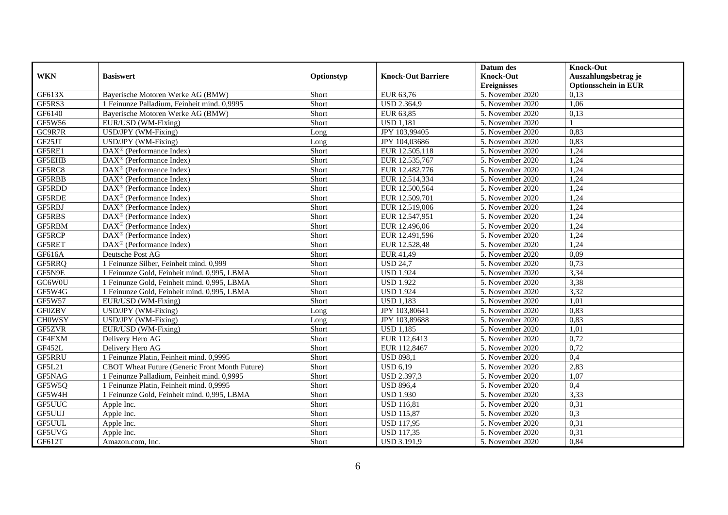| WKN | Basiswert | Optionstyp | Knock-Out Barriere | Datum des Knock-Out Ereignisses | Knock-Out Auszahlungsbetrag je Optionsschein in EUR |
|---|---|---|---|---|---|
| GF613X | Bayerische Motoren Werke AG (BMW) | Short | EUR 63,76 | 5. November 2020 | 0,13 |
| GF5RS3 | 1 Feinunze Palladium, Feinheit mind. 0,9995 | Short | USD 2.364,9 | 5. November 2020 | 1,06 |
| GF6140 | Bayerische Motoren Werke AG (BMW) | Short | EUR 63,85 | 5. November 2020 | 0,13 |
| GF5W56 | EUR/USD (WM-Fixing) | Short | USD 1,181 | 5. November 2020 | 1 |
| GC9R7R | USD/JPY (WM-Fixing) | Long | JPY 103,99405 | 5. November 2020 | 0,83 |
| GF25JT | USD/JPY (WM-Fixing) | Long | JPY 104,03686 | 5. November 2020 | 0,83 |
| GF5RE1 | DAX® (Performance Index) | Short | EUR 12.505,118 | 5. November 2020 | 1,24 |
| GF5EHB | DAX® (Performance Index) | Short | EUR 12.535,767 | 5. November 2020 | 1,24 |
| GF5RC8 | DAX® (Performance Index) | Short | EUR 12.482,776 | 5. November 2020 | 1,24 |
| GF5RBB | DAX® (Performance Index) | Short | EUR 12.514,334 | 5. November 2020 | 1,24 |
| GF5RDD | DAX® (Performance Index) | Short | EUR 12.500,564 | 5. November 2020 | 1,24 |
| GF5RDE | DAX® (Performance Index) | Short | EUR 12.509,701 | 5. November 2020 | 1,24 |
| GF5RBJ | DAX® (Performance Index) | Short | EUR 12.519,006 | 5. November 2020 | 1,24 |
| GF5RBS | DAX® (Performance Index) | Short | EUR 12.547,951 | 5. November 2020 | 1,24 |
| GF5RBM | DAX® (Performance Index) | Short | EUR 12.496,06 | 5. November 2020 | 1,24 |
| GF5RCP | DAX® (Performance Index) | Short | EUR 12.491,596 | 5. November 2020 | 1,24 |
| GF5RET | DAX® (Performance Index) | Short | EUR 12.528,48 | 5. November 2020 | 1,24 |
| GF616A | Deutsche Post AG | Short | EUR 41,49 | 5. November 2020 | 0,09 |
| GF5RRQ | 1 Feinunze Silber, Feinheit mind. 0,999 | Short | USD 24,7 | 5. November 2020 | 0,73 |
| GF5N9E | 1 Feinunze Gold, Feinheit mind. 0,995, LBMA | Short | USD 1.924 | 5. November 2020 | 3,34 |
| GC6W0U | 1 Feinunze Gold, Feinheit mind. 0,995, LBMA | Short | USD 1.922 | 5. November 2020 | 3,38 |
| GF5W4G | 1 Feinunze Gold, Feinheit mind. 0,995, LBMA | Short | USD 1.924 | 5. November 2020 | 3,32 |
| GF5W57 | EUR/USD (WM-Fixing) | Short | USD 1,183 | 5. November 2020 | 1,01 |
| GF0ZBV | USD/JPY (WM-Fixing) | Long | JPY 103,80641 | 5. November 2020 | 0,83 |
| CH0WSY | USD/JPY (WM-Fixing) | Long | JPY 103,89688 | 5. November 2020 | 0,83 |
| GF5ZVR | EUR/USD (WM-Fixing) | Short | USD 1,185 | 5. November 2020 | 1,01 |
| GF4FXM | Delivery Hero AG | Short | EUR 112,6413 | 5. November 2020 | 0,72 |
| GF452L | Delivery Hero AG | Short | EUR 112,8467 | 5. November 2020 | 0,72 |
| GF5RRU | 1 Feinunze Platin, Feinheit mind. 0,9995 | Short | USD 898,1 | 5. November 2020 | 0,4 |
| GF5L21 | CBOT Wheat Future (Generic Front Month Future) | Short | USD 6,19 | 5. November 2020 | 2,83 |
| GF5NAG | 1 Feinunze Palladium, Feinheit mind. 0,9995 | Short | USD 2.397,3 | 5. November 2020 | 1,07 |
| GF5W5Q | 1 Feinunze Platin, Feinheit mind. 0,9995 | Short | USD 896,4 | 5. November 2020 | 0,4 |
| GF5W4H | 1 Feinunze Gold, Feinheit mind. 0,995, LBMA | Short | USD 1.930 | 5. November 2020 | 3,33 |
| GF5UUC | Apple Inc. | Short | USD 116,81 | 5. November 2020 | 0,31 |
| GF5UUJ | Apple Inc. | Short | USD 115,87 | 5. November 2020 | 0,3 |
| GF5UUL | Apple Inc. | Short | USD 117,95 | 5. November 2020 | 0,31 |
| GF5UVG | Apple Inc. | Short | USD 117,35 | 5. November 2020 | 0,31 |
| GF612T | Amazon.com, Inc. | Short | USD 3.191,9 | 5. November 2020 | 0,84 |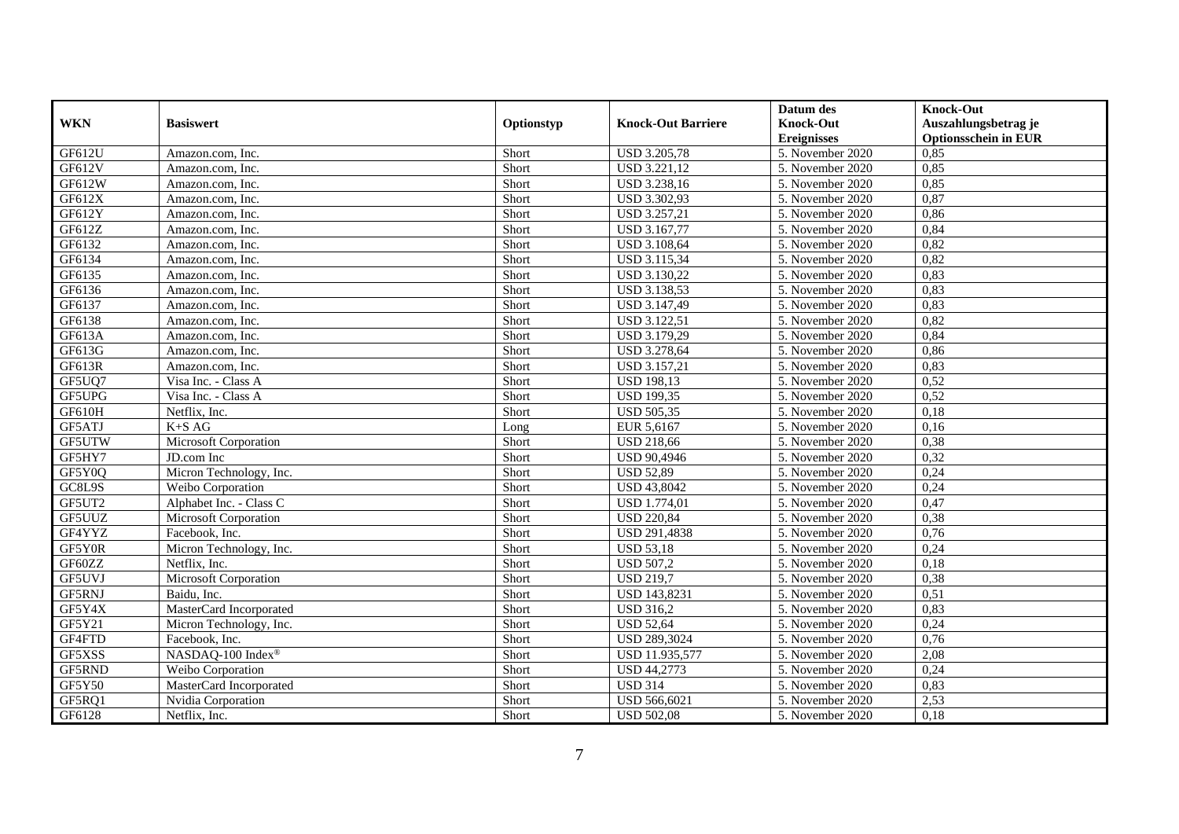| WKN | Basiswert | Optionstyp | Knock-Out Barriere | Datum des Knock-Out Ereignisses | Knock-Out Auszahlungsbetrag je Optionsschein in EUR |
|---|---|---|---|---|---|
| GF612U | Amazon.com, Inc. | Short | USD 3.205,78 | 5. November 2020 | 0,85 |
| GF612V | Amazon.com, Inc. | Short | USD 3.221,12 | 5. November 2020 | 0,85 |
| GF612W | Amazon.com, Inc. | Short | USD 3.238,16 | 5. November 2020 | 0,85 |
| GF612X | Amazon.com, Inc. | Short | USD 3.302,93 | 5. November 2020 | 0,87 |
| GF612Y | Amazon.com, Inc. | Short | USD 3.257,21 | 5. November 2020 | 0,86 |
| GF612Z | Amazon.com, Inc. | Short | USD 3.167,77 | 5. November 2020 | 0,84 |
| GF6132 | Amazon.com, Inc. | Short | USD 3.108,64 | 5. November 2020 | 0,82 |
| GF6134 | Amazon.com, Inc. | Short | USD 3.115,34 | 5. November 2020 | 0,82 |
| GF6135 | Amazon.com, Inc. | Short | USD 3.130,22 | 5. November 2020 | 0,83 |
| GF6136 | Amazon.com, Inc. | Short | USD 3.138,53 | 5. November 2020 | 0,83 |
| GF6137 | Amazon.com, Inc. | Short | USD 3.147,49 | 5. November 2020 | 0,83 |
| GF6138 | Amazon.com, Inc. | Short | USD 3.122,51 | 5. November 2020 | 0,82 |
| GF613A | Amazon.com, Inc. | Short | USD 3.179,29 | 5. November 2020 | 0,84 |
| GF613G | Amazon.com, Inc. | Short | USD 3.278,64 | 5. November 2020 | 0,86 |
| GF613R | Amazon.com, Inc. | Short | USD 3.157,21 | 5. November 2020 | 0,83 |
| GF5UQ7 | Visa Inc. - Class A | Short | USD 198,13 | 5. November 2020 | 0,52 |
| GF5UPG | Visa Inc. - Class A | Short | USD 199,35 | 5. November 2020 | 0,52 |
| GF610H | Netflix, Inc. | Short | USD 505,35 | 5. November 2020 | 0,18 |
| GF5ATJ | K+S AG | Long | EUR 5,6167 | 5. November 2020 | 0,16 |
| GF5UTW | Microsoft Corporation | Short | USD 218,66 | 5. November 2020 | 0,38 |
| GF5HY7 | JD.com Inc | Short | USD 90,4946 | 5. November 2020 | 0,32 |
| GF5Y0Q | Micron Technology, Inc. | Short | USD 52,89 | 5. November 2020 | 0,24 |
| GC8L9S | Weibo Corporation | Short | USD 43,8042 | 5. November 2020 | 0,24 |
| GF5UT2 | Alphabet Inc. - Class C | Short | USD 1.774,01 | 5. November 2020 | 0,47 |
| GF5UUZ | Microsoft Corporation | Short | USD 220,84 | 5. November 2020 | 0,38 |
| GF4YYZ | Facebook, Inc. | Short | USD 291,4838 | 5. November 2020 | 0,76 |
| GF5Y0R | Micron Technology, Inc. | Short | USD 53,18 | 5. November 2020 | 0,24 |
| GF60ZZ | Netflix, Inc. | Short | USD 507,2 | 5. November 2020 | 0,18 |
| GF5UVJ | Microsoft Corporation | Short | USD 219,7 | 5. November 2020 | 0,38 |
| GF5RNJ | Baidu, Inc. | Short | USD 143,8231 | 5. November 2020 | 0,51 |
| GF5Y4X | MasterCard Incorporated | Short | USD 316,2 | 5. November 2020 | 0,83 |
| GF5Y21 | Micron Technology, Inc. | Short | USD 52,64 | 5. November 2020 | 0,24 |
| GF4FTD | Facebook, Inc. | Short | USD 289,3024 | 5. November 2020 | 0,76 |
| GF5XSS | NASDAQ-100 Index® | Short | USD 11.935,577 | 5. November 2020 | 2,08 |
| GF5RND | Weibo Corporation | Short | USD 44,2773 | 5. November 2020 | 0,24 |
| GF5Y50 | MasterCard Incorporated | Short | USD 314 | 5. November 2020 | 0,83 |
| GF5RQ1 | Nvidia Corporation | Short | USD 566,6021 | 5. November 2020 | 2,53 |
| GF6128 | Netflix, Inc. | Short | USD 502,08 | 5. November 2020 | 0,18 |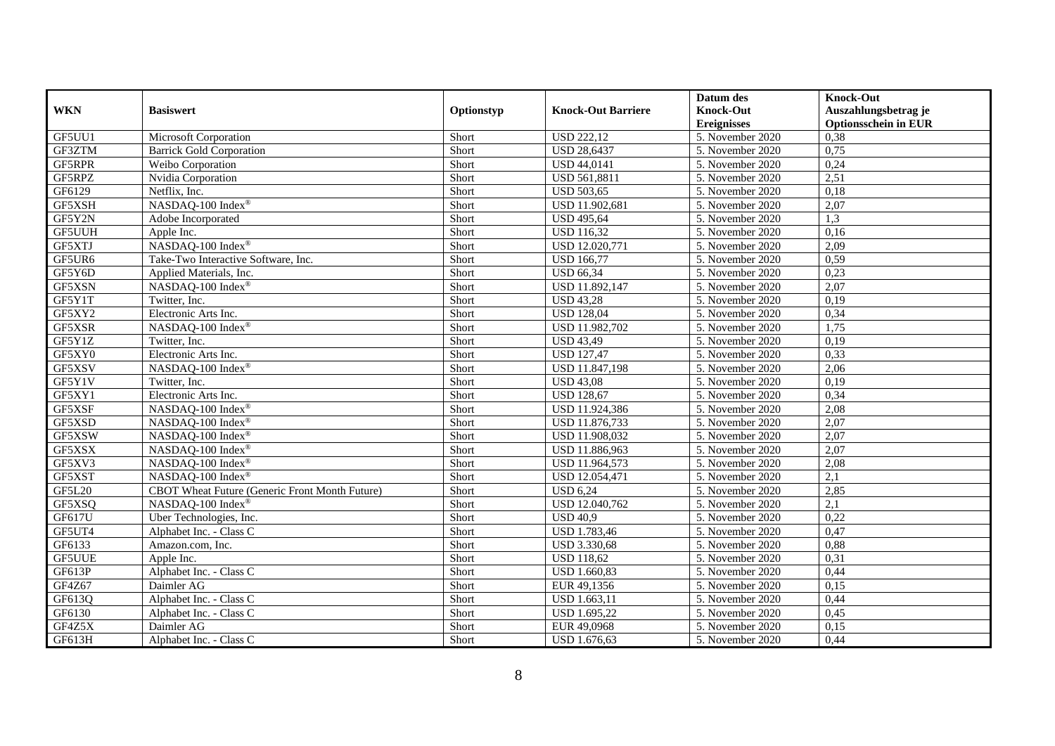| WKN | Basiswert | Optionstyp | Knock-Out Barriere | Datum des Knock-Out Ereignisses | Knock-Out Auszahlungsbetrag je Optionsschein in EUR |
|---|---|---|---|---|---|
| GF5UU1 | Microsoft Corporation | Short | USD 222,12 | 5. November 2020 | 0,38 |
| GF3ZTM | Barrick Gold Corporation | Short | USD 28,6437 | 5. November 2020 | 0,75 |
| GF5RPR | Weibo Corporation | Short | USD 44,0141 | 5. November 2020 | 0,24 |
| GF5RPZ | Nvidia Corporation | Short | USD 561,8811 | 5. November 2020 | 2,51 |
| GF6129 | Netflix, Inc. | Short | USD 503,65 | 5. November 2020 | 0,18 |
| GF5XSH | NASDAQ-100 Index® | Short | USD 11.902,681 | 5. November 2020 | 2,07 |
| GF5Y2N | Adobe Incorporated | Short | USD 495,64 | 5. November 2020 | 1,3 |
| GF5UUH | Apple Inc. | Short | USD 116,32 | 5. November 2020 | 0,16 |
| GF5XTJ | NASDAQ-100 Index® | Short | USD 12.020,771 | 5. November 2020 | 2,09 |
| GF5UR6 | Take-Two Interactive Software, Inc. | Short | USD 166,77 | 5. November 2020 | 0,59 |
| GF5Y6D | Applied Materials, Inc. | Short | USD 66,34 | 5. November 2020 | 0,23 |
| GF5XSN | NASDAQ-100 Index® | Short | USD 11.892,147 | 5. November 2020 | 2,07 |
| GF5Y1T | Twitter, Inc. | Short | USD 43,28 | 5. November 2020 | 0,19 |
| GF5XY2 | Electronic Arts Inc. | Short | USD 128,04 | 5. November 2020 | 0,34 |
| GF5XSR | NASDAQ-100 Index® | Short | USD 11.982,702 | 5. November 2020 | 1,75 |
| GF5Y1Z | Twitter, Inc. | Short | USD 43,49 | 5. November 2020 | 0,19 |
| GF5XY0 | Electronic Arts Inc. | Short | USD 127,47 | 5. November 2020 | 0,33 |
| GF5XSV | NASDAQ-100 Index® | Short | USD 11.847,198 | 5. November 2020 | 2,06 |
| GF5Y1V | Twitter, Inc. | Short | USD 43,08 | 5. November 2020 | 0,19 |
| GF5XY1 | Electronic Arts Inc. | Short | USD 128,67 | 5. November 2020 | 0,34 |
| GF5XSF | NASDAQ-100 Index® | Short | USD 11.924,386 | 5. November 2020 | 2,08 |
| GF5XSD | NASDAQ-100 Index® | Short | USD 11.876,733 | 5. November 2020 | 2,07 |
| GF5XSW | NASDAQ-100 Index® | Short | USD 11.908,032 | 5. November 2020 | 2,07 |
| GF5XSX | NASDAQ-100 Index® | Short | USD 11.886,963 | 5. November 2020 | 2,07 |
| GF5XV3 | NASDAQ-100 Index® | Short | USD 11.964,573 | 5. November 2020 | 2,08 |
| GF5XST | NASDAQ-100 Index® | Short | USD 12.054,471 | 5. November 2020 | 2,1 |
| GF5L20 | CBOT Wheat Future (Generic Front Month Future) | Short | USD 6,24 | 5. November 2020 | 2,85 |
| GF5XSQ | NASDAQ-100 Index® | Short | USD 12.040,762 | 5. November 2020 | 2,1 |
| GF617U | Uber Technologies, Inc. | Short | USD 40,9 | 5. November 2020 | 0,22 |
| GF5UT4 | Alphabet Inc. - Class C | Short | USD 1.783,46 | 5. November 2020 | 0,47 |
| GF6133 | Amazon.com, Inc. | Short | USD 3.330,68 | 5. November 2020 | 0,88 |
| GF5UUE | Apple Inc. | Short | USD 118,62 | 5. November 2020 | 0,31 |
| GF613P | Alphabet Inc. - Class C | Short | USD 1.660,83 | 5. November 2020 | 0,44 |
| GF4Z67 | Daimler AG | Short | EUR 49,1356 | 5. November 2020 | 0,15 |
| GF613Q | Alphabet Inc. - Class C | Short | USD 1.663,11 | 5. November 2020 | 0,44 |
| GF6130 | Alphabet Inc. - Class C | Short | USD 1.695,22 | 5. November 2020 | 0,45 |
| GF4Z5X | Daimler AG | Short | EUR 49,0968 | 5. November 2020 | 0,15 |
| GF613H | Alphabet Inc. - Class C | Short | USD 1.676,63 | 5. November 2020 | 0,44 |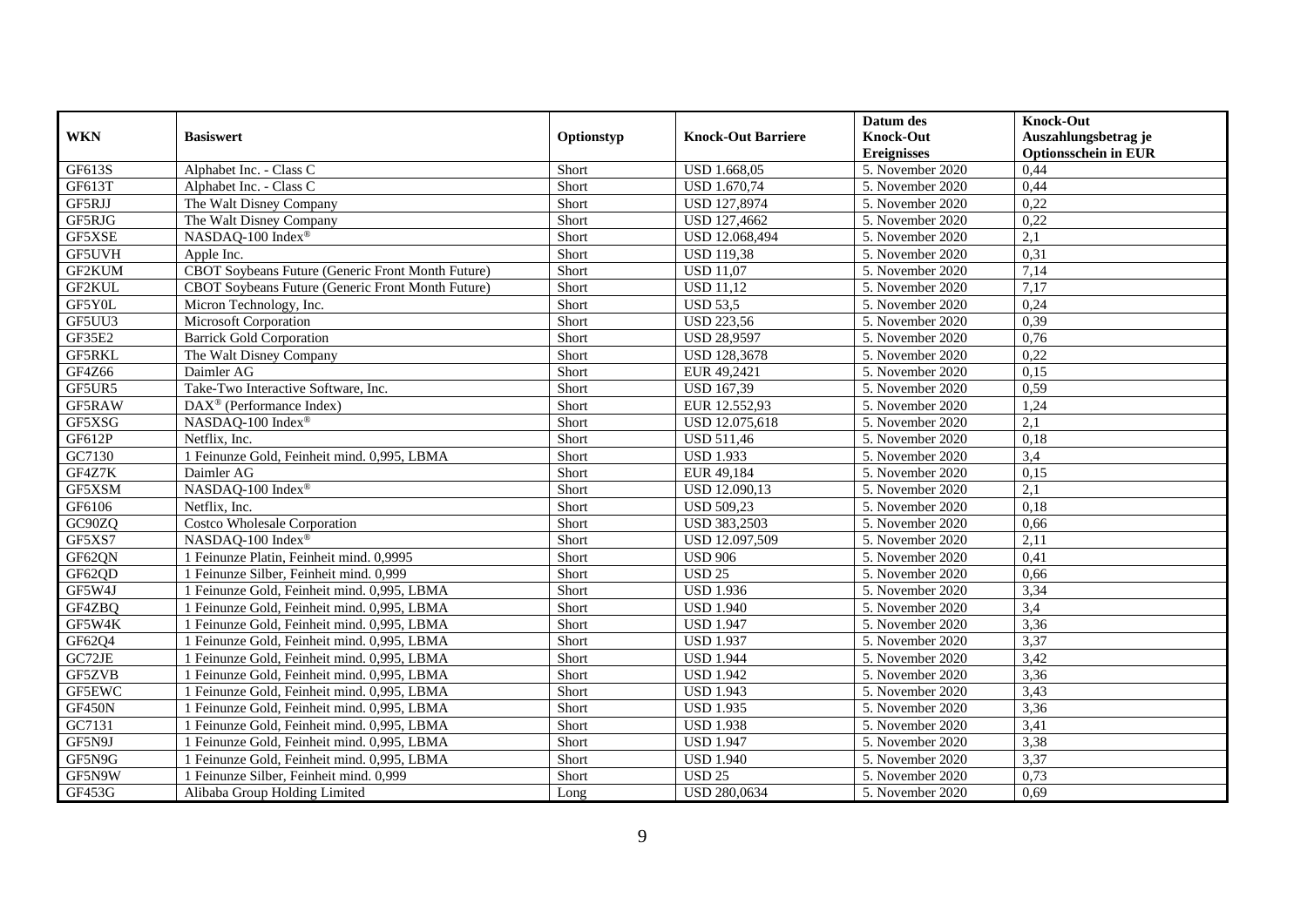| WKN | Basiswert | Optionstyp | Knock-Out Barriere | Datum des Knock-Out Ereignisses | Knock-Out Auszahlungsbetrag je Optionsschein in EUR |
|---|---|---|---|---|---|
| GF613S | Alphabet Inc. - Class C | Short | USD 1.668,05 | 5. November 2020 | 0,44 |
| GF613T | Alphabet Inc. - Class C | Short | USD 1.670,74 | 5. November 2020 | 0,44 |
| GF5RJJ | The Walt Disney Company | Short | USD 127,8974 | 5. November 2020 | 0,22 |
| GF5RJG | The Walt Disney Company | Short | USD 127,4662 | 5. November 2020 | 0,22 |
| GF5XSE | NASDAQ-100 Index® | Short | USD 12.068,494 | 5. November 2020 | 2,1 |
| GF5UVH | Apple Inc. | Short | USD 119,38 | 5. November 2020 | 0,31 |
| GF2KUM | CBOT Soybeans Future (Generic Front Month Future) | Short | USD 11,07 | 5. November 2020 | 7,14 |
| GF2KUL | CBOT Soybeans Future (Generic Front Month Future) | Short | USD 11,12 | 5. November 2020 | 7,17 |
| GF5Y0L | Micron Technology, Inc. | Short | USD 53,5 | 5. November 2020 | 0,24 |
| GF5UU3 | Microsoft Corporation | Short | USD 223,56 | 5. November 2020 | 0,39 |
| GF35E2 | Barrick Gold Corporation | Short | USD 28,9597 | 5. November 2020 | 0,76 |
| GF5RKL | The Walt Disney Company | Short | USD 128,3678 | 5. November 2020 | 0,22 |
| GF4Z66 | Daimler AG | Short | EUR 49,2421 | 5. November 2020 | 0,15 |
| GF5UR5 | Take-Two Interactive Software, Inc. | Short | USD 167,39 | 5. November 2020 | 0,59 |
| GF5RAW | DAX® (Performance Index) | Short | EUR 12.552,93 | 5. November 2020 | 1,24 |
| GF5XSG | NASDAQ-100 Index® | Short | USD 12.075,618 | 5. November 2020 | 2,1 |
| GF612P | Netflix, Inc. | Short | USD 511,46 | 5. November 2020 | 0,18 |
| GC7130 | 1 Feinunze Gold, Feinheit mind. 0,995, LBMA | Short | USD 1.933 | 5. November 2020 | 3,4 |
| GF4Z7K | Daimler AG | Short | EUR 49,184 | 5. November 2020 | 0,15 |
| GF5XSM | NASDAQ-100 Index® | Short | USD 12.090,13 | 5. November 2020 | 2,1 |
| GF6106 | Netflix, Inc. | Short | USD 509,23 | 5. November 2020 | 0,18 |
| GC90ZQ | Costco Wholesale Corporation | Short | USD 383,2503 | 5. November 2020 | 0,66 |
| GF5XS7 | NASDAQ-100 Index® | Short | USD 12.097,509 | 5. November 2020 | 2,11 |
| GF62QN | 1 Feinunze Platin, Feinheit mind. 0,9995 | Short | USD 906 | 5. November 2020 | 0,41 |
| GF62QD | 1 Feinunze Silber, Feinheit mind. 0,999 | Short | USD 25 | 5. November 2020 | 0,66 |
| GF5W4J | 1 Feinunze Gold, Feinheit mind. 0,995, LBMA | Short | USD 1.936 | 5. November 2020 | 3,34 |
| GF4ZBQ | 1 Feinunze Gold, Feinheit mind. 0,995, LBMA | Short | USD 1.940 | 5. November 2020 | 3,4 |
| GF5W4K | 1 Feinunze Gold, Feinheit mind. 0,995, LBMA | Short | USD 1.947 | 5. November 2020 | 3,36 |
| GF62Q4 | 1 Feinunze Gold, Feinheit mind. 0,995, LBMA | Short | USD 1.937 | 5. November 2020 | 3,37 |
| GC72JE | 1 Feinunze Gold, Feinheit mind. 0,995, LBMA | Short | USD 1.944 | 5. November 2020 | 3,42 |
| GF5ZVB | 1 Feinunze Gold, Feinheit mind. 0,995, LBMA | Short | USD 1.942 | 5. November 2020 | 3,36 |
| GF5EWC | 1 Feinunze Gold, Feinheit mind. 0,995, LBMA | Short | USD 1.943 | 5. November 2020 | 3,43 |
| GF450N | 1 Feinunze Gold, Feinheit mind. 0,995, LBMA | Short | USD 1.935 | 5. November 2020 | 3,36 |
| GC7131 | 1 Feinunze Gold, Feinheit mind. 0,995, LBMA | Short | USD 1.938 | 5. November 2020 | 3,41 |
| GF5N9J | 1 Feinunze Gold, Feinheit mind. 0,995, LBMA | Short | USD 1.947 | 5. November 2020 | 3,38 |
| GF5N9G | 1 Feinunze Gold, Feinheit mind. 0,995, LBMA | Short | USD 1.940 | 5. November 2020 | 3,37 |
| GF5N9W | 1 Feinunze Silber, Feinheit mind. 0,999 | Short | USD 25 | 5. November 2020 | 0,73 |
| GF453G | Alibaba Group Holding Limited | Long | USD 280,0634 | 5. November 2020 | 0,69 |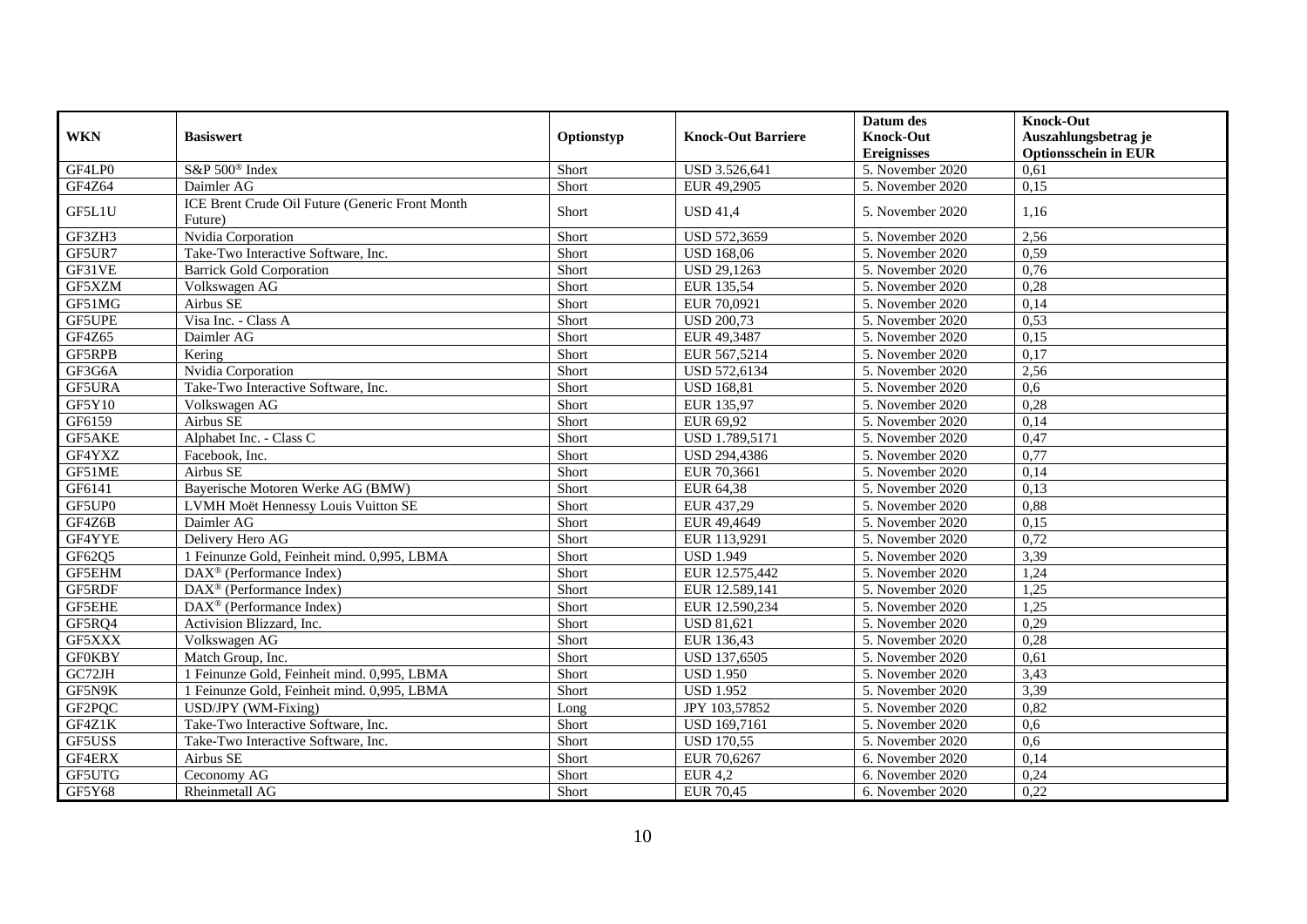| WKN | Basiswert | Optionstyp | Knock-Out Barriere | Datum des Knock-Out Ereignisses | Knock-Out Auszahlungsbetrag je Optionsschein in EUR |
|---|---|---|---|---|---|
| GF4LP0 | S&P 500® Index | Short | USD 3.526,641 | 5. November 2020 | 0,61 |
| GF4Z64 | Daimler AG | Short | EUR 49,2905 | 5. November 2020 | 0,15 |
| GF5L1U | ICE Brent Crude Oil Future (Generic Front Month Future) | Short | USD 41,4 | 5. November 2020 | 1,16 |
| GF3ZH3 | Nvidia Corporation | Short | USD 572,3659 | 5. November 2020 | 2,56 |
| GF5UR7 | Take-Two Interactive Software, Inc. | Short | USD 168,06 | 5. November 2020 | 0,59 |
| GF31VE | Barrick Gold Corporation | Short | USD 29,1263 | 5. November 2020 | 0,76 |
| GF5XZM | Volkswagen AG | Short | EUR 135,54 | 5. November 2020 | 0,28 |
| GF51MG | Airbus SE | Short | EUR 70,0921 | 5. November 2020 | 0,14 |
| GF5UPE | Visa Inc. - Class A | Short | USD 200,73 | 5. November 2020 | 0,53 |
| GF4Z65 | Daimler AG | Short | EUR 49,3487 | 5. November 2020 | 0,15 |
| GF5RPB | Kering | Short | EUR 567,5214 | 5. November 2020 | 0,17 |
| GF3G6A | Nvidia Corporation | Short | USD 572,6134 | 5. November 2020 | 2,56 |
| GF5URA | Take-Two Interactive Software, Inc. | Short | USD 168,81 | 5. November 2020 | 0,6 |
| GF5Y10 | Volkswagen AG | Short | EUR 135,97 | 5. November 2020 | 0,28 |
| GF6159 | Airbus SE | Short | EUR 69,92 | 5. November 2020 | 0,14 |
| GF5AKE | Alphabet Inc. - Class C | Short | USD 1.789,5171 | 5. November 2020 | 0,47 |
| GF4YXZ | Facebook, Inc. | Short | USD 294,4386 | 5. November 2020 | 0,77 |
| GF51ME | Airbus SE | Short | EUR 70,3661 | 5. November 2020 | 0,14 |
| GF6141 | Bayerische Motoren Werke AG (BMW) | Short | EUR 64,38 | 5. November 2020 | 0,13 |
| GF5UP0 | LVMH Moët Hennessy Louis Vuitton SE | Short | EUR 437,29 | 5. November 2020 | 0,88 |
| GF4Z6B | Daimler AG | Short | EUR 49,4649 | 5. November 2020 | 0,15 |
| GF4YYE | Delivery Hero AG | Short | EUR 113,9291 | 5. November 2020 | 0,72 |
| GF62Q5 | 1 Feinunze Gold, Feinheit mind. 0,995, LBMA | Short | USD 1.949 | 5. November 2020 | 3,39 |
| GF5EHM | DAX® (Performance Index) | Short | EUR 12.575,442 | 5. November 2020 | 1,24 |
| GF5RDF | DAX® (Performance Index) | Short | EUR 12.589,141 | 5. November 2020 | 1,25 |
| GF5EHE | DAX® (Performance Index) | Short | EUR 12.590,234 | 5. November 2020 | 1,25 |
| GF5RQ4 | Activision Blizzard, Inc. | Short | USD 81,621 | 5. November 2020 | 0,29 |
| GF5XXX | Volkswagen AG | Short | EUR 136,43 | 5. November 2020 | 0,28 |
| GF0KBY | Match Group, Inc. | Short | USD 137,6505 | 5. November 2020 | 0,61 |
| GC72JH | 1 Feinunze Gold, Feinheit mind. 0,995, LBMA | Short | USD 1.950 | 5. November 2020 | 3,43 |
| GF5N9K | 1 Feinunze Gold, Feinheit mind. 0,995, LBMA | Short | USD 1.952 | 5. November 2020 | 3,39 |
| GF2PQC | USD/JPY (WM-Fixing) | Long | JPY 103,57852 | 5. November 2020 | 0,82 |
| GF4Z1K | Take-Two Interactive Software, Inc. | Short | USD 169,7161 | 5. November 2020 | 0,6 |
| GF5USS | Take-Two Interactive Software, Inc. | Short | USD 170,55 | 5. November 2020 | 0,6 |
| GF4ERX | Airbus SE | Short | EUR 70,6267 | 6. November 2020 | 0,14 |
| GF5UTG | Ceconomy AG | Short | EUR 4,2 | 6. November 2020 | 0,24 |
| GF5Y68 | Rheinmetall AG | Short | EUR 70,45 | 6. November 2020 | 0,22 |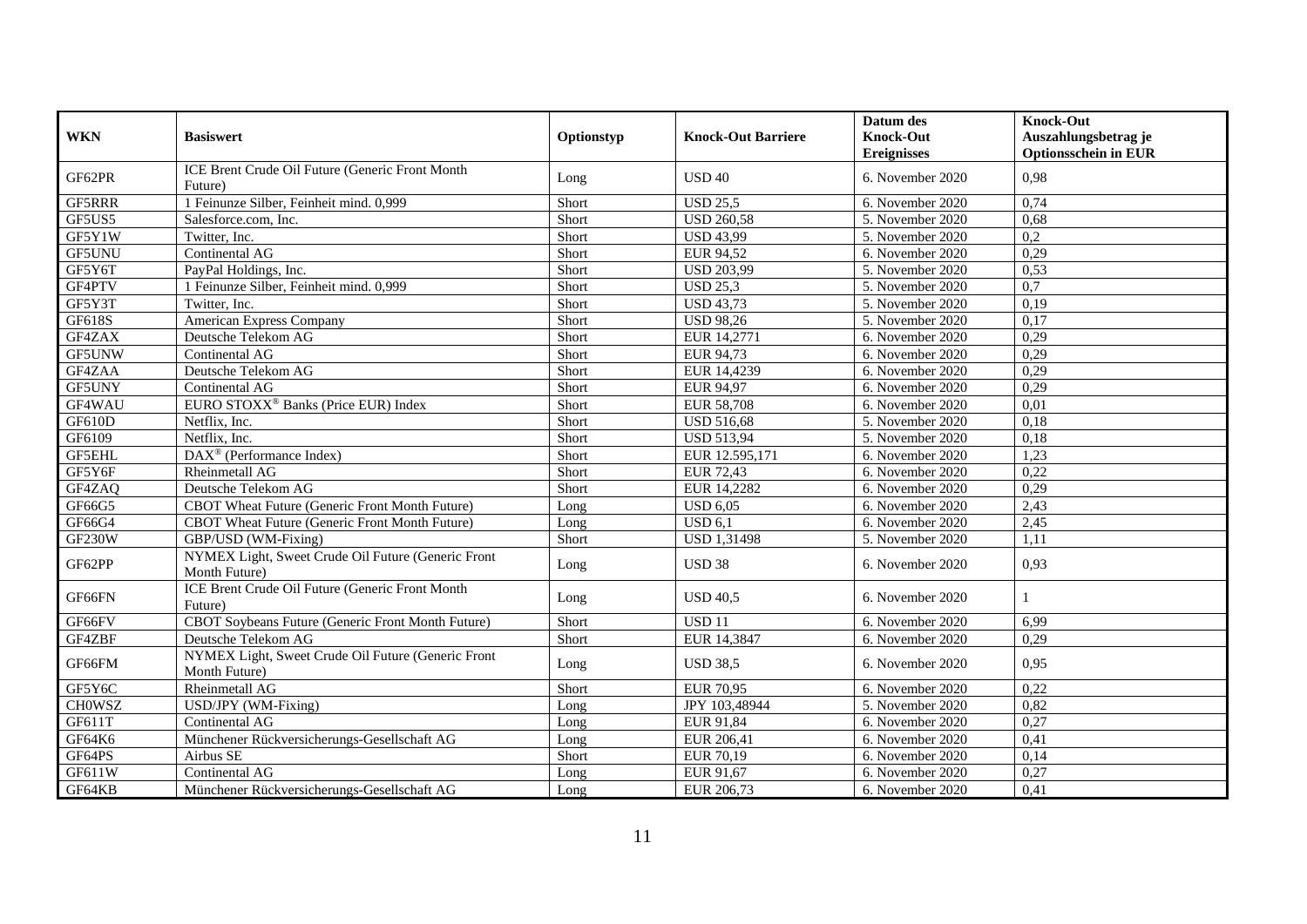| WKN | Basiswert | Optionstyp | Knock-Out Barriere | Datum des Knock-Out Ereignisses | Knock-Out Auszahlungsbetrag je Optionsschein in EUR |
|---|---|---|---|---|---|
| GF62PR | ICE Brent Crude Oil Future (Generic Front Month Future) | Long | USD 40 | 6. November 2020 | 0,98 |
| GF5RRR | 1 Feinunze Silber, Feinheit mind. 0,999 | Short | USD 25,5 | 6. November 2020 | 0,74 |
| GF5US5 | Salesforce.com, Inc. | Short | USD 260,58 | 5. November 2020 | 0,68 |
| GF5Y1W | Twitter, Inc. | Short | USD 43,99 | 5. November 2020 | 0,2 |
| GF5UNU | Continental AG | Short | EUR 94,52 | 6. November 2020 | 0,29 |
| GF5Y6T | PayPal Holdings, Inc. | Short | USD 203,99 | 5. November 2020 | 0,53 |
| GF4PTV | 1 Feinunze Silber, Feinheit mind. 0,999 | Short | USD 25,3 | 5. November 2020 | 0,7 |
| GF5Y3T | Twitter, Inc. | Short | USD 43,73 | 5. November 2020 | 0,19 |
| GF618S | American Express Company | Short | USD 98,26 | 5. November 2020 | 0,17 |
| GF4ZAX | Deutsche Telekom AG | Short | EUR 14,2771 | 6. November 2020 | 0,29 |
| GF5UNW | Continental AG | Short | EUR 94,73 | 6. November 2020 | 0,29 |
| GF4ZAA | Deutsche Telekom AG | Short | EUR 14,4239 | 6. November 2020 | 0,29 |
| GF5UNY | Continental AG | Short | EUR 94,97 | 6. November 2020 | 0,29 |
| GF4WAU | EURO STOXX® Banks (Price EUR) Index | Short | EUR 58,708 | 6. November 2020 | 0,01 |
| GF610D | Netflix, Inc. | Short | USD 516,68 | 5. November 2020 | 0,18 |
| GF6109 | Netflix, Inc. | Short | USD 513,94 | 5. November 2020 | 0,18 |
| GF5EHL | DAX® (Performance Index) | Short | EUR 12.595,171 | 6. November 2020 | 1,23 |
| GF5Y6F | Rheinmetall AG | Short | EUR 72,43 | 6. November 2020 | 0,22 |
| GF4ZAQ | Deutsche Telekom AG | Short | EUR 14,2282 | 6. November 2020 | 0,29 |
| GF66G5 | CBOT Wheat Future (Generic Front Month Future) | Long | USD 6,05 | 6. November 2020 | 2,43 |
| GF66G4 | CBOT Wheat Future (Generic Front Month Future) | Long | USD 6,1 | 6. November 2020 | 2,45 |
| GF230W | GBP/USD (WM-Fixing) | Short | USD 1,31498 | 5. November 2020 | 1,11 |
| GF62PP | NYMEX Light, Sweet Crude Oil Future (Generic Front Month Future) | Long | USD 38 | 6. November 2020 | 0,93 |
| GF66FN | ICE Brent Crude Oil Future (Generic Front Month Future) | Long | USD 40,5 | 6. November 2020 | 1 |
| GF66FV | CBOT Soybeans Future (Generic Front Month Future) | Short | USD 11 | 6. November 2020 | 6,99 |
| GF4ZBF | Deutsche Telekom AG | Short | EUR 14,3847 | 6. November 2020 | 0,29 |
| GF66FM | NYMEX Light, Sweet Crude Oil Future (Generic Front Month Future) | Long | USD 38,5 | 6. November 2020 | 0,95 |
| GF5Y6C | Rheinmetall AG | Short | EUR 70,95 | 6. November 2020 | 0,22 |
| CH0WSZ | USD/JPY (WM-Fixing) | Long | JPY 103,48944 | 5. November 2020 | 0,82 |
| GF611T | Continental AG | Long | EUR 91,84 | 6. November 2020 | 0,27 |
| GF64K6 | Münchener Rückversicherungs-Gesellschaft AG | Long | EUR 206,41 | 6. November 2020 | 0,41 |
| GF64PS | Airbus SE | Short | EUR 70,19 | 6. November 2020 | 0,14 |
| GF611W | Continental AG | Long | EUR 91,67 | 6. November 2020 | 0,27 |
| GF64KB | Münchener Rückversicherungs-Gesellschaft AG | Long | EUR 206,73 | 6. November 2020 | 0,41 |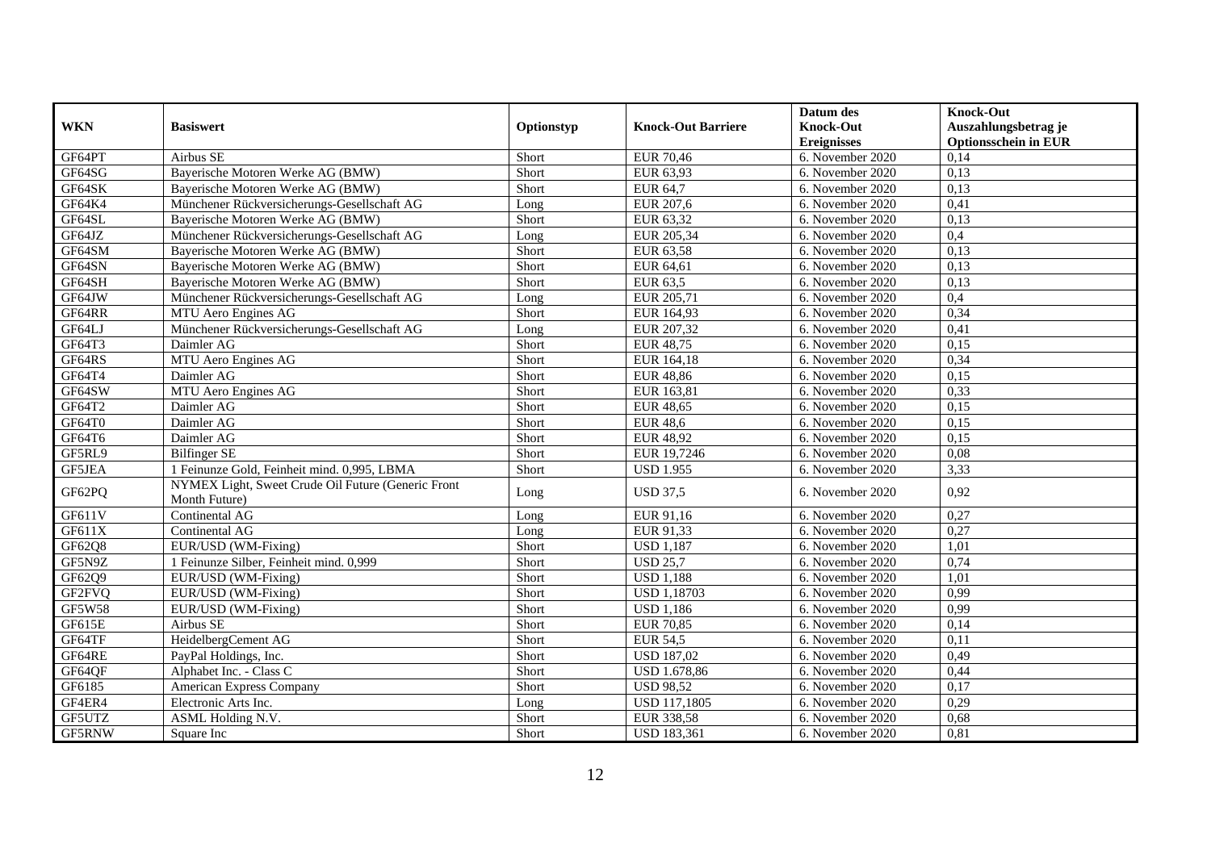| WKN | Basiswert | Optionstyp | Knock-Out Barriere | Datum des Knock-Out Ereignisses | Knock-Out Auszahlungsbetrag je Optionsschein in EUR |
|---|---|---|---|---|---|
| GF64PT | Airbus SE | Short | EUR 70,46 | 6. November 2020 | 0,14 |
| GF64SG | Bayerische Motoren Werke AG (BMW) | Short | EUR 63,93 | 6. November 2020 | 0,13 |
| GF64SK | Bayerische Motoren Werke AG (BMW) | Short | EUR 64,7 | 6. November 2020 | 0,13 |
| GF64K4 | Münchener Rückversicherungs-Gesellschaft AG | Long | EUR 207,6 | 6. November 2020 | 0,41 |
| GF64SL | Bayerische Motoren Werke AG (BMW) | Short | EUR 63,32 | 6. November 2020 | 0,13 |
| GF64JZ | Münchener Rückversicherungs-Gesellschaft AG | Long | EUR 205,34 | 6. November 2020 | 0,4 |
| GF64SM | Bayerische Motoren Werke AG (BMW) | Short | EUR 63,58 | 6. November 2020 | 0,13 |
| GF64SN | Bayerische Motoren Werke AG (BMW) | Short | EUR 64,61 | 6. November 2020 | 0,13 |
| GF64SH | Bayerische Motoren Werke AG (BMW) | Short | EUR 63,5 | 6. November 2020 | 0,13 |
| GF64JW | Münchener Rückversicherungs-Gesellschaft AG | Long | EUR 205,71 | 6. November 2020 | 0,4 |
| GF64RR | MTU Aero Engines AG | Short | EUR 164,93 | 6. November 2020 | 0,34 |
| GF64LJ | Münchener Rückversicherungs-Gesellschaft AG | Long | EUR 207,32 | 6. November 2020 | 0,41 |
| GF64T3 | Daimler AG | Short | EUR 48,75 | 6. November 2020 | 0,15 |
| GF64RS | MTU Aero Engines AG | Short | EUR 164,18 | 6. November 2020 | 0,34 |
| GF64T4 | Daimler AG | Short | EUR 48,86 | 6. November 2020 | 0,15 |
| GF64SW | MTU Aero Engines AG | Short | EUR 163,81 | 6. November 2020 | 0,33 |
| GF64T2 | Daimler AG | Short | EUR 48,65 | 6. November 2020 | 0,15 |
| GF64T0 | Daimler AG | Short | EUR 48,6 | 6. November 2020 | 0,15 |
| GF64T6 | Daimler AG | Short | EUR 48,92 | 6. November 2020 | 0,15 |
| GF5RL9 | Bilfinger SE | Short | EUR 19,7246 | 6. November 2020 | 0,08 |
| GF5JEA | 1 Feinunze Gold, Feinheit mind. 0,995, LBMA | Short | USD 1.955 | 6. November 2020 | 3,33 |
| GF62PQ | NYMEX Light, Sweet Crude Oil Future (Generic Front Month Future) | Long | USD 37,5 | 6. November 2020 | 0,92 |
| GF611V | Continental AG | Long | EUR 91,16 | 6. November 2020 | 0,27 |
| GF611X | Continental AG | Long | EUR 91,33 | 6. November 2020 | 0,27 |
| GF62Q8 | EUR/USD (WM-Fixing) | Short | USD 1,187 | 6. November 2020 | 1,01 |
| GF5N9Z | 1 Feinunze Silber, Feinheit mind. 0,999 | Short | USD 25,7 | 6. November 2020 | 0,74 |
| GF62Q9 | EUR/USD (WM-Fixing) | Short | USD 1,188 | 6. November 2020 | 1,01 |
| GF2FVQ | EUR/USD (WM-Fixing) | Short | USD 1,18703 | 6. November 2020 | 0,99 |
| GF5W58 | EUR/USD (WM-Fixing) | Short | USD 1,186 | 6. November 2020 | 0,99 |
| GF615E | Airbus SE | Short | EUR 70,85 | 6. November 2020 | 0,14 |
| GF64TF | HeidelbergCement AG | Short | EUR 54,5 | 6. November 2020 | 0,11 |
| GF64RE | PayPal Holdings, Inc. | Short | USD 187,02 | 6. November 2020 | 0,49 |
| GF64QF | Alphabet Inc. - Class C | Short | USD 1.678,86 | 6. November 2020 | 0,44 |
| GF6185 | American Express Company | Short | USD 98,52 | 6. November 2020 | 0,17 |
| GF4ER4 | Electronic Arts Inc. | Long | USD 117,1805 | 6. November 2020 | 0,29 |
| GF5UTZ | ASML Holding N.V. | Short | EUR 338,58 | 6. November 2020 | 0,68 |
| GF5RNW | Square Inc | Short | USD 183,361 | 6. November 2020 | 0,81 |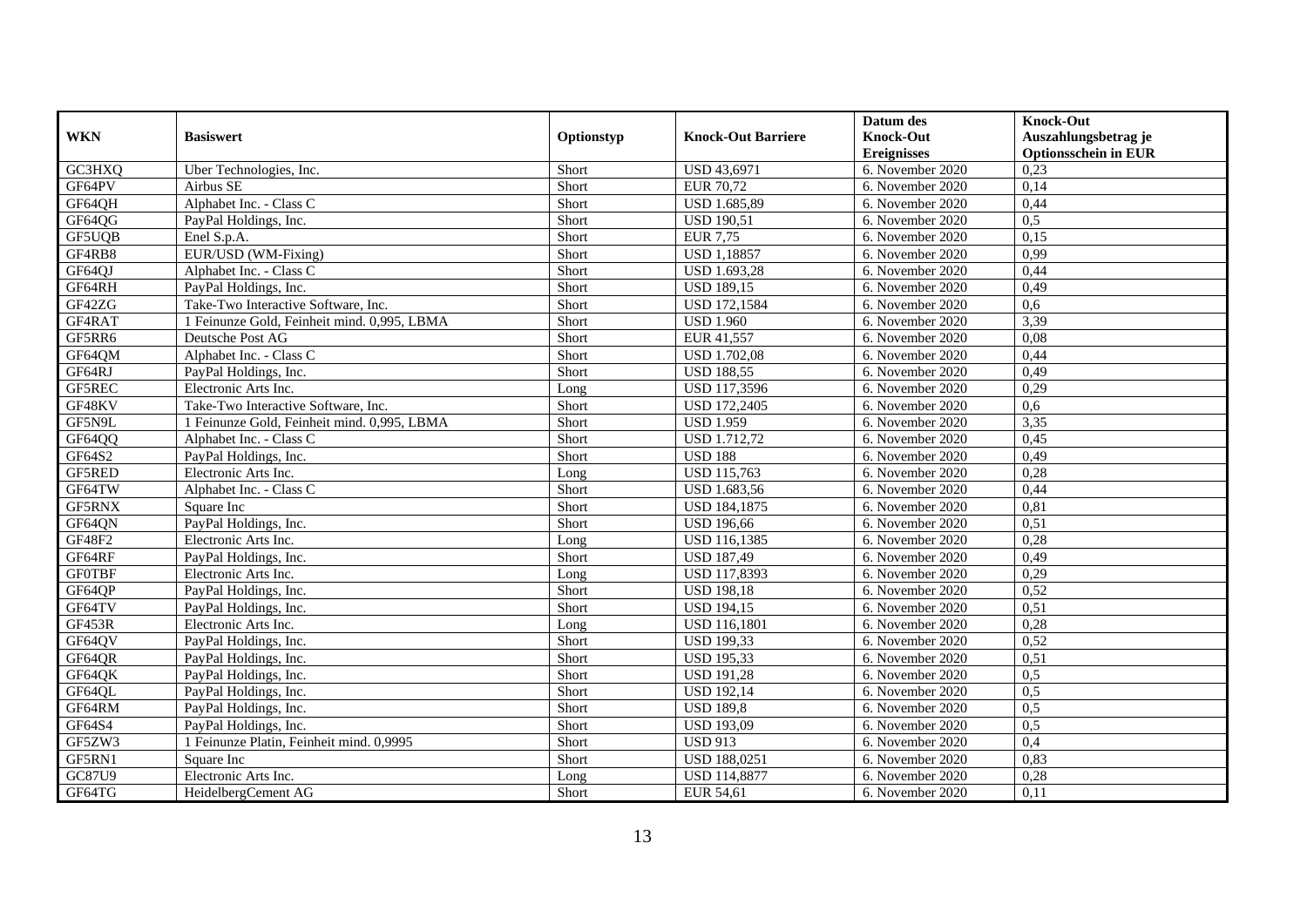| WKN | Basiswert | Optionstyp | Knock-Out Barriere | Datum des Knock-Out Ereignisses | Knock-Out Auszahlungsbetrag je Optionsschein in EUR |
|---|---|---|---|---|---|
| GC3HXQ | Uber Technologies, Inc. | Short | USD 43,6971 | 6. November 2020 | 0,23 |
| GF64PV | Airbus SE | Short | EUR 70,72 | 6. November 2020 | 0,14 |
| GF64QH | Alphabet Inc. - Class C | Short | USD 1.685,89 | 6. November 2020 | 0,44 |
| GF64QG | PayPal Holdings, Inc. | Short | USD 190,51 | 6. November 2020 | 0,5 |
| GF5UQB | Enel S.p.A. | Short | EUR 7,75 | 6. November 2020 | 0,15 |
| GF4RB8 | EUR/USD (WM-Fixing) | Short | USD 1,18857 | 6. November 2020 | 0,99 |
| GF64QJ | Alphabet Inc. - Class C | Short | USD 1.693,28 | 6. November 2020 | 0,44 |
| GF64RH | PayPal Holdings, Inc. | Short | USD 189,15 | 6. November 2020 | 0,49 |
| GF42ZG | Take-Two Interactive Software, Inc. | Short | USD 172,1584 | 6. November 2020 | 0,6 |
| GF4RAT | 1 Feinunze Gold, Feinheit mind. 0,995, LBMA | Short | USD 1.960 | 6. November 2020 | 3,39 |
| GF5RR6 | Deutsche Post AG | Short | EUR 41,557 | 6. November 2020 | 0,08 |
| GF64QM | Alphabet Inc. - Class C | Short | USD 1.702,08 | 6. November 2020 | 0,44 |
| GF64RJ | PayPal Holdings, Inc. | Short | USD 188,55 | 6. November 2020 | 0,49 |
| GF5REC | Electronic Arts Inc. | Long | USD 117,3596 | 6. November 2020 | 0,29 |
| GF48KV | Take-Two Interactive Software, Inc. | Short | USD 172,2405 | 6. November 2020 | 0,6 |
| GF5N9L | 1 Feinunze Gold, Feinheit mind. 0,995, LBMA | Short | USD 1.959 | 6. November 2020 | 3,35 |
| GF64QQ | Alphabet Inc. - Class C | Short | USD 1.712,72 | 6. November 2020 | 0,45 |
| GF64S2 | PayPal Holdings, Inc. | Short | USD 188 | 6. November 2020 | 0,49 |
| GF5RED | Electronic Arts Inc. | Long | USD 115,763 | 6. November 2020 | 0,28 |
| GF64TW | Alphabet Inc. - Class C | Short | USD 1.683,56 | 6. November 2020 | 0,44 |
| GF5RNX | Square Inc | Short | USD 184,1875 | 6. November 2020 | 0,81 |
| GF64QN | PayPal Holdings, Inc. | Short | USD 196,66 | 6. November 2020 | 0,51 |
| GF48F2 | Electronic Arts Inc. | Long | USD 116,1385 | 6. November 2020 | 0,28 |
| GF64RF | PayPal Holdings, Inc. | Short | USD 187,49 | 6. November 2020 | 0,49 |
| GF0TBF | Electronic Arts Inc. | Long | USD 117,8393 | 6. November 2020 | 0,29 |
| GF64QP | PayPal Holdings, Inc. | Short | USD 198,18 | 6. November 2020 | 0,52 |
| GF64TV | PayPal Holdings, Inc. | Short | USD 194,15 | 6. November 2020 | 0,51 |
| GF453R | Electronic Arts Inc. | Long | USD 116,1801 | 6. November 2020 | 0,28 |
| GF64QV | PayPal Holdings, Inc. | Short | USD 199,33 | 6. November 2020 | 0,52 |
| GF64QR | PayPal Holdings, Inc. | Short | USD 195,33 | 6. November 2020 | 0,51 |
| GF64QK | PayPal Holdings, Inc. | Short | USD 191,28 | 6. November 2020 | 0,5 |
| GF64QL | PayPal Holdings, Inc. | Short | USD 192,14 | 6. November 2020 | 0,5 |
| GF64RM | PayPal Holdings, Inc. | Short | USD 189,8 | 6. November 2020 | 0,5 |
| GF64S4 | PayPal Holdings, Inc. | Short | USD 193,09 | 6. November 2020 | 0,5 |
| GF5ZW3 | 1 Feinunze Platin, Feinheit mind. 0,9995 | Short | USD 913 | 6. November 2020 | 0,4 |
| GF5RN1 | Square Inc | Short | USD 188,0251 | 6. November 2020 | 0,83 |
| GC87U9 | Electronic Arts Inc. | Long | USD 114,8877 | 6. November 2020 | 0,28 |
| GF64TG | HeidelbergCement AG | Short | EUR 54,61 | 6. November 2020 | 0,11 |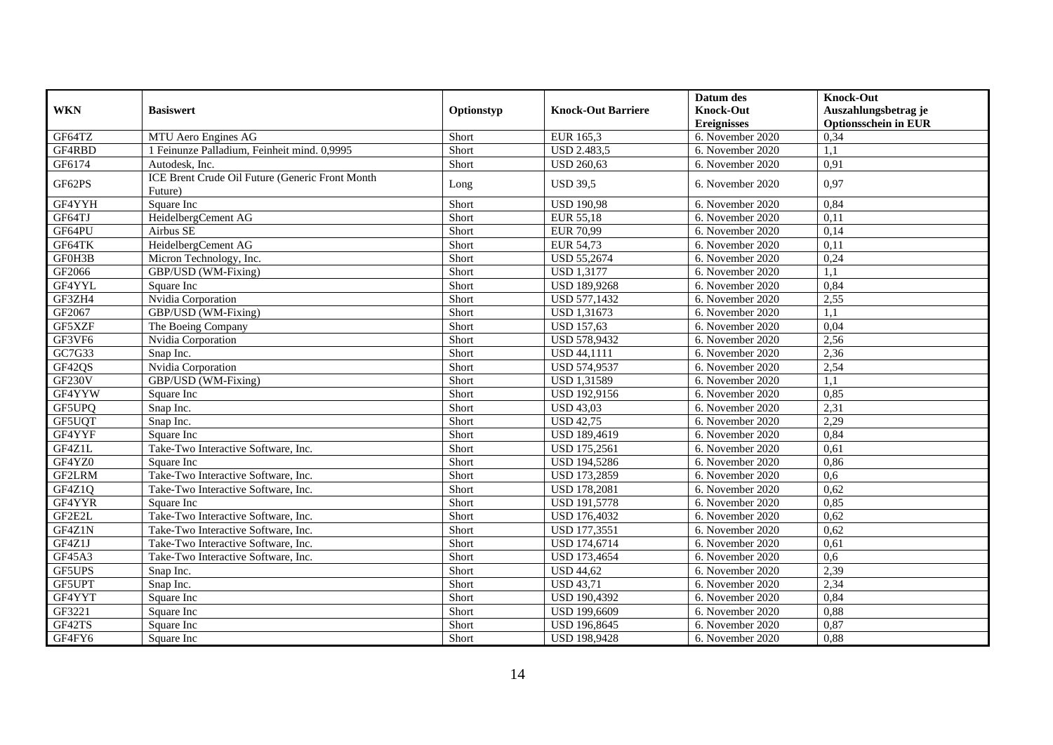| WKN | Basiswert | Optionstyp | Knock-Out Barriere | Datum des Knock-Out Ereignisses | Knock-Out Auszahlungsbetrag je Optionsschein in EUR |
|---|---|---|---|---|---|
| GF64TZ | MTU Aero Engines AG | Short | EUR 165,3 | 6. November 2020 | 0,34 |
| GF4RBD | 1 Feinunze Palladium, Feinheit mind. 0,9995 | Short | USD 2.483,5 | 6. November 2020 | 1,1 |
| GF6174 | Autodesk, Inc. | Short | USD 260,63 | 6. November 2020 | 0,91 |
| GF62PS | ICE Brent Crude Oil Future (Generic Front Month Future) | Long | USD 39,5 | 6. November 2020 | 0,97 |
| GF4YYH | Square Inc | Short | USD 190,98 | 6. November 2020 | 0,84 |
| GF64TJ | HeidelbergCement AG | Short | EUR 55,18 | 6. November 2020 | 0,11 |
| GF64PU | Airbus SE | Short | EUR 70,99 | 6. November 2020 | 0,14 |
| GF64TK | HeidelbergCement AG | Short | EUR 54,73 | 6. November 2020 | 0,11 |
| GF0H3B | Micron Technology, Inc. | Short | USD 55,2674 | 6. November 2020 | 0,24 |
| GF2066 | GBP/USD (WM-Fixing) | Short | USD 1,3177 | 6. November 2020 | 1,1 |
| GF4YYL | Square Inc | Short | USD 189,9268 | 6. November 2020 | 0,84 |
| GF3ZH4 | Nvidia Corporation | Short | USD 577,1432 | 6. November 2020 | 2,55 |
| GF2067 | GBP/USD (WM-Fixing) | Short | USD 1,31673 | 6. November 2020 | 1,1 |
| GF5XZF | The Boeing Company | Short | USD 157,63 | 6. November 2020 | 0,04 |
| GF3VF6 | Nvidia Corporation | Short | USD 578,9432 | 6. November 2020 | 2,56 |
| GC7G33 | Snap Inc. | Short | USD 44,1111 | 6. November 2020 | 2,36 |
| GF42QS | Nvidia Corporation | Short | USD 574,9537 | 6. November 2020 | 2,54 |
| GF230V | GBP/USD (WM-Fixing) | Short | USD 1,31589 | 6. November 2020 | 1,1 |
| GF4YYW | Square Inc | Short | USD 192,9156 | 6. November 2020 | 0,85 |
| GF5UPQ | Snap Inc. | Short | USD 43,03 | 6. November 2020 | 2,31 |
| GF5UQT | Snap Inc. | Short | USD 42,75 | 6. November 2020 | 2,29 |
| GF4YYF | Square Inc | Short | USD 189,4619 | 6. November 2020 | 0,84 |
| GF4Z1L | Take-Two Interactive Software, Inc. | Short | USD 175,2561 | 6. November 2020 | 0,61 |
| GF4YZ0 | Square Inc | Short | USD 194,5286 | 6. November 2020 | 0,86 |
| GF2LRM | Take-Two Interactive Software, Inc. | Short | USD 173,2859 | 6. November 2020 | 0,6 |
| GF4Z1Q | Take-Two Interactive Software, Inc. | Short | USD 178,2081 | 6. November 2020 | 0,62 |
| GF4YYR | Square Inc | Short | USD 191,5778 | 6. November 2020 | 0,85 |
| GF2E2L | Take-Two Interactive Software, Inc. | Short | USD 176,4032 | 6. November 2020 | 0,62 |
| GF4Z1N | Take-Two Interactive Software, Inc. | Short | USD 177,3551 | 6. November 2020 | 0,62 |
| GF4Z1J | Take-Two Interactive Software, Inc. | Short | USD 174,6714 | 6. November 2020 | 0,61 |
| GF45A3 | Take-Two Interactive Software, Inc. | Short | USD 173,4654 | 6. November 2020 | 0,6 |
| GF5UPS | Snap Inc. | Short | USD 44,62 | 6. November 2020 | 2,39 |
| GF5UPT | Snap Inc. | Short | USD 43,71 | 6. November 2020 | 2,34 |
| GF4YYT | Square Inc | Short | USD 190,4392 | 6. November 2020 | 0,84 |
| GF3221 | Square Inc | Short | USD 199,6609 | 6. November 2020 | 0,88 |
| GF42TS | Square Inc | Short | USD 196,8645 | 6. November 2020 | 0,87 |
| GF4FY6 | Square Inc | Short | USD 198,9428 | 6. November 2020 | 0,88 |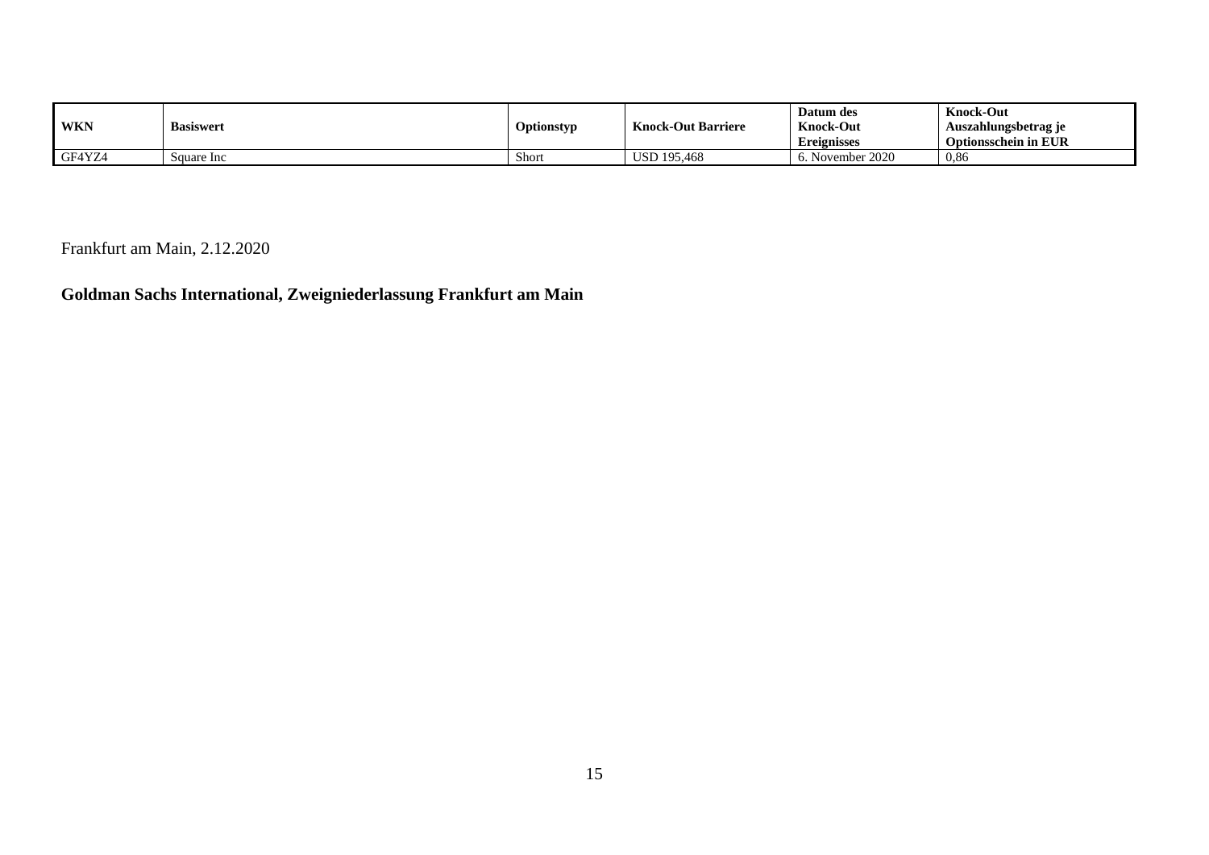| WKN | Basiswert | Optionstyp | Knock-Out Barriere | Datum des Knock-Out Ereignisses | Knock-Out Auszahlungsbetrag je Optionsschein in EUR |
|---|---|---|---|---|---|
| GF4YZ4 | Square Inc | Short | USD 195,468 | 6. November 2020 | 0,86 |

Frankfurt am Main, 2.12.2020

**Goldman Sachs International, Zweigniederlassung Frankfurt am Main**